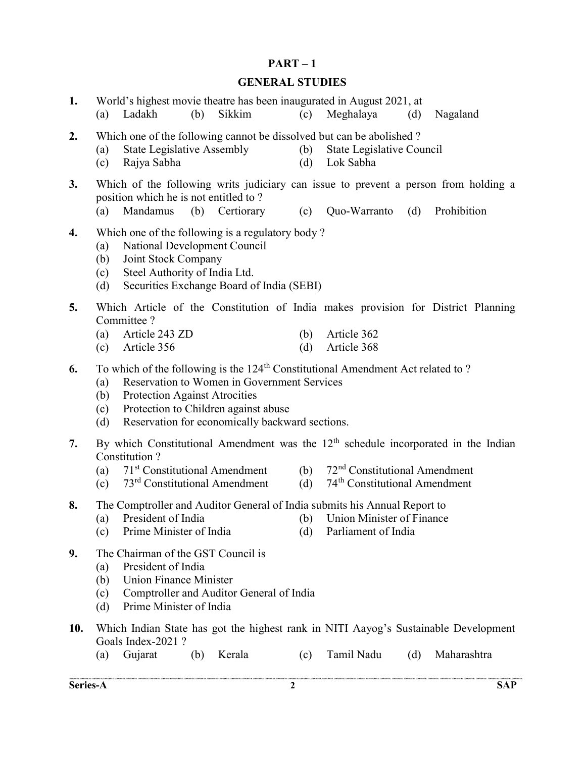## PART – 1

## GENERAL STUDIES

**1.** World's highest movie theatre has been inaugurated in August 2021, at

(a) Ladakh (b) Sikkim (c) Meghalaya (d) Nagaland

**2.** Which one of the following cannot be dissolved but can be abolished ?

(a) State Legislative Assembly (b) State Legislative Council

(c) Rajya Sabha (d) Lok Sabha

**3.** Which of the following writs judiciary can issue to prevent a person from holding a position which he is not entitled to ?

(a) Mandamus (b) Certiorary (c) Quo-Warranto (d) Prohibition

**4.** Which one of the following is a regulatory body ?

(a) National Development Council

(b) Joint Stock Company

(c) Steel Authority of India Ltd.

(d) Securities Exchange Board of India (SEBI)

**5.** Which Article of the Constitution of India makes provision for District Planning Committee ?

(a) Article 243 ZD (b) Article 362

(c) Article 356 (d) Article 368

**6.** To which of the following is the 124th Constitutional Amendment Act related to ?

(a) Reservation to Women in Government Services

(b) Protection Against Atrocities

(c) Protection to Children against abuse

(d) Reservation for economically backward sections.

**7.** By which Constitutional Amendment was the 12th schedule incorporated in the Indian Constitution ?

(a) 71st Constitutional Amendment (b) 72nd Constitutional Amendment

(c) 73rd Constitutional Amendment (d) 74th Constitutional Amendment

**8.** The Comptroller and Auditor General of India submits his Annual Report to

(a) President of India (b) Union Minister of Finance

(c) Prime Minister of India (d) Parliament of India

**9.** The Chairman of the GST Council is

(a) President of India

(b) Union Finance Minister

(c) Comptroller and Auditor General of India

(d) Prime Minister of India

**10.** Which Indian State has got the highest rank in NITI Aayog's Sustainable Development Goals Index-2021 ?

(a) Gujarat (b) Kerala (c) Tamil Nadu (d) Maharashtra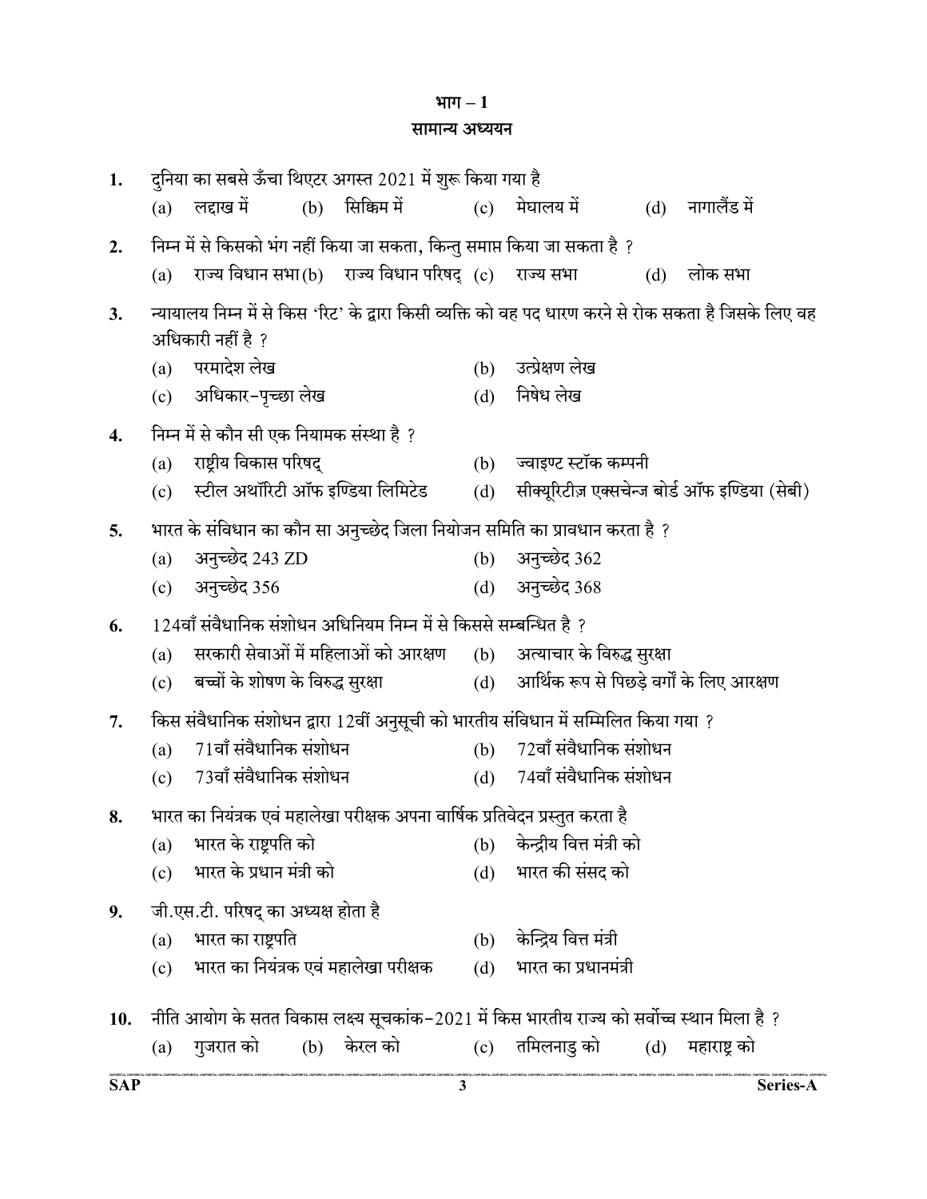## भाग – 1

## सामान्य अध्ययन

1. दुनिया का सबसे ऊँचा थिएटर अगस्त 2021 में शुरू किया गया है
   (a) लद्दाख में (b) सिक्किम में (c) मेघालय में (d) नागालैंड में

2. निम्न में से किसको भंग नहीं किया जा सकता, किन्तु समाप्त किया जा सकता है ?
   (a) राज्य विधान सभा (b) राज्य विधान परिषद् (c) राज्य सभा (d) लोक सभा

3. न्यायालय निम्न में से किस 'रिट' के द्वारा किसी व्यक्ति को वह पद धारण करने से रोक सकता है जिसके लिए वह अधिकारी नहीं है ?
   (a) परमादेश लेख (b) उत्प्रेक्षण लेख
   (c) अधिकार-पृच्छा लेख (d) निषेध लेख

4. निम्न में से कौन सी एक नियामक संस्था है ?
   (a) राष्ट्रीय विकास परिषद् (b) ज्वाइण्ट स्टॉक कम्पनी
   (c) स्टील अथॉरिटी ऑफ इण्डिया लिमिटेड (d) सीक्यूरिटीज़ एक्सचेन्ज बोर्ड ऑफ इण्डिया (सेबी)

5. भारत के संविधान का कौन सा अनुच्छेद जिला नियोजन समिति का प्रावधान करता है ?
   (a) अनुच्छेद 243 ZD (b) अनुच्छेद 362
   (c) अनुच्छेद 356 (d) अनुच्छेद 368

6. 124वाँ संवैधानिक संशोधन अधिनियम निम्न में से किससे सम्बन्धित है ?
   (a) सरकारी सेवाओं में महिलाओं को आरक्षण (b) अत्याचार के विरुद्ध सुरक्षा
   (c) बच्चों के शोषण के विरुद्ध सुरक्षा (d) आर्थिक रूप से पिछड़े वर्गों के लिए आरक्षण

7. किस संवैधानिक संशोधन द्वारा 12वीं अनुसूची को भारतीय संविधान में सम्मिलित किया गया ?
   (a) 71वाँ संवैधानिक संशोधन (b) 72वाँ संवैधानिक संशोधन
   (c) 73वाँ संवैधानिक संशोधन (d) 74वाँ संवैधानिक संशोधन

8. भारत का नियंत्रक एवं महालेखा परीक्षक अपना वार्षिक प्रतिवेदन प्रस्तुत करता है
   (a) भारत के राष्ट्रपति को (b) केन्द्रीय वित्त मंत्री को
   (c) भारत के प्रधान मंत्री को (d) भारत की संसद को

9. जी.एस.टी. परिषद् का अध्यक्ष होता है
   (a) भारत का राष्ट्रपति (b) केन्द्रिय वित्त मंत्री
   (c) भारत का नियंत्रक एवं महालेखा परीक्षक (d) भारत का प्रधानमंत्री

10. नीति आयोग के सतत विकास लक्ष्य सूचकांक-2021 में किस भारतीय राज्य को सर्वोच्च स्थान मिला है ?
    (a) गुजरात को (b) केरल को (c) तमिलनाडु को (d) महाराष्ट्र को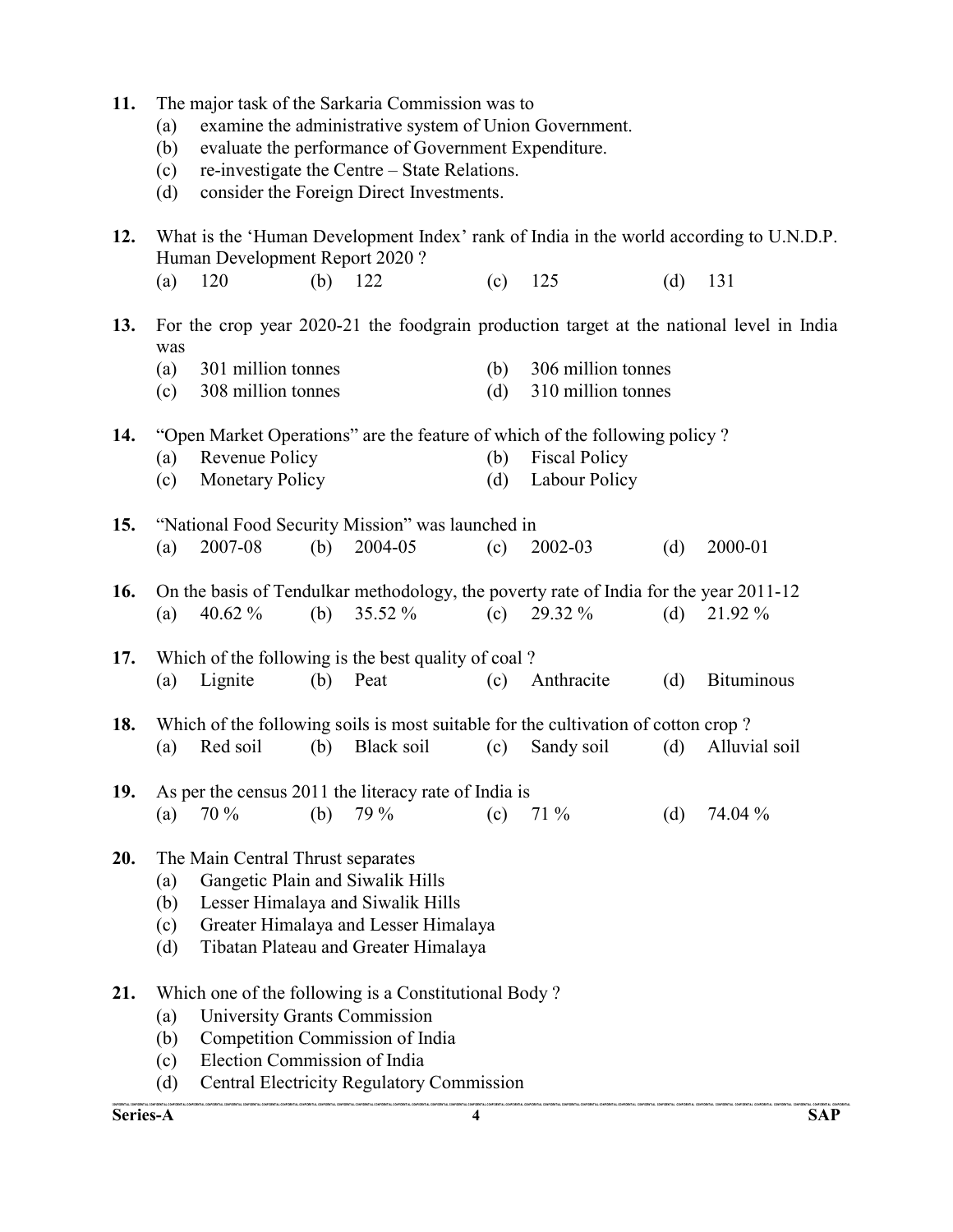11. The major task of the Sarkaria Commission was to
    (a) examine the administrative system of Union Government.
    (b) evaluate the performance of Government Expenditure.
    (c) re-investigate the Centre – State Relations.
    (d) consider the Foreign Direct Investments.

12. What is the 'Human Development Index' rank of India in the world according to U.N.D.P. Human Development Report 2020 ?
    (a) 120 (b) 122 (c) 125 (d) 131

13. For the crop year 2020-21 the foodgrain production target at the national level in India was
    (a) 301 million tonnes (b) 306 million tonnes
    (c) 308 million tonnes (d) 310 million tonnes

14. "Open Market Operations" are the feature of which of the following policy ?
    (a) Revenue Policy (b) Fiscal Policy
    (c) Monetary Policy (d) Labour Policy

15. "National Food Security Mission" was launched in
    (a) 2007-08 (b) 2004-05 (c) 2002-03 (d) 2000-01

16. On the basis of Tendulkar methodology, the poverty rate of India for the year 2011-12
    (a) 40.62 % (b) 35.52 % (c) 29.32 % (d) 21.92 %

17. Which of the following is the best quality of coal ?
    (a) Lignite (b) Peat (c) Anthracite (d) Bituminous

18. Which of the following soils is most suitable for the cultivation of cotton crop ?
    (a) Red soil (b) Black soil (c) Sandy soil (d) Alluvial soil

19. As per the census 2011 the literacy rate of India is
    (a) 70 % (b) 79 % (c) 71 % (d) 74.04 %

20. The Main Central Thrust separates
    (a) Gangetic Plain and Siwalik Hills
    (b) Lesser Himalaya and Siwalik Hills
    (c) Greater Himalaya and Lesser Himalaya
    (d) Tibatan Plateau and Greater Himalaya

21. Which one of the following is a Constitutional Body ?
    (a) University Grants Commission
    (b) Competition Commission of India
    (c) Election Commission of India
    (d) Central Electricity Regulatory Commission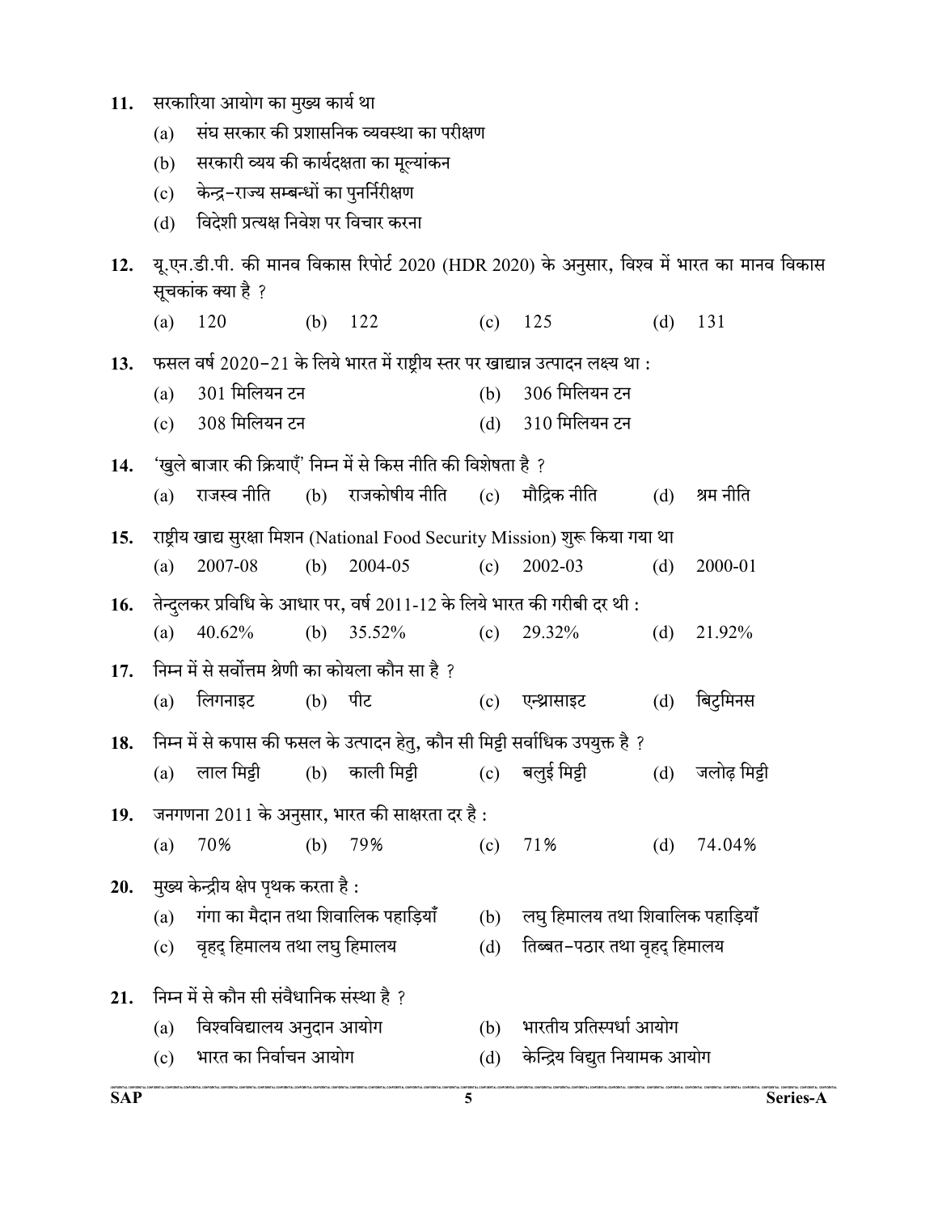11. सरकारिया आयोग का मुख्य कार्य था
    (a) संघ सरकार की प्रशासनिक व्यवस्था का परीक्षण
    (b) सरकारी व्यय की कार्यदक्षता का मूल्यांकन
    (c) केन्द्र-राज्य सम्बन्धों का पुनर्निरीक्षण
    (d) विदेशी प्रत्यक्ष निवेश पर विचार करना

12. यू.एन.डी.पी. की मानव विकास रिपोर्ट 2020 (HDR 2020) के अनुसार, विश्व में भारत का मानव विकास सूचकांक क्या है ?
    (a) 120 (b) 122 (c) 125 (d) 131

13. फसल वर्ष 2020-21 के लिये भारत में राष्ट्रीय स्तर पर खाद्यान्न उत्पादन लक्ष्य था :
    (a) 301 मिलियन टन (b) 306 मिलियन टन
    (c) 308 मिलियन टन (d) 310 मिलियन टन

14. 'खुले बाजार की क्रियाएँ' निम्न में से किस नीति की विशेषता है ?
    (a) राजस्व नीति (b) राजकोषीय नीति (c) मौद्रिक नीति (d) श्रम नीति

15. राष्ट्रीय खाद्य सुरक्षा मिशन (National Food Security Mission) शुरू किया गया था
    (a) 2007-08 (b) 2004-05 (c) 2002-03 (d) 2000-01

16. तेन्दुलकर प्रविधि के आधार पर, वर्ष 2011-12 के लिये भारत की गरीबी दर थी :
    (a) 40.62% (b) 35.52% (c) 29.32% (d) 21.92%

17. निम्न में से सर्वोत्तम श्रेणी का कोयला कौन सा है ?
    (a) लिगनाइट (b) पीट (c) एन्थ्रासाइट (d) बिटुमिनस

18. निम्न में से कपास की फसल के उत्पादन हेतु, कौन सी मिट्टी सर्वाधिक उपयुक्त है ?
    (a) लाल मिट्टी (b) काली मिट्टी (c) बलुई मिट्टी (d) जलोढ़ मिट्टी

19. जनगणना 2011 के अनुसार, भारत की साक्षरता दर है :
    (a) 70% (b) 79% (c) 71% (d) 74.04%

20. मुख्य केन्द्रीय क्षेप पृथक करता है :
    (a) गंगा का मैदान तथा शिवालिक पहाड़ियाँ (b) लघु हिमालय तथा शिवालिक पहाड़ियाँ
    (c) वृहद् हिमालय तथा लघु हिमालय (d) तिब्बत-पठार तथा वृहद् हिमालय

21. निम्न में से कौन सी संवैधानिक संस्था है ?
    (a) विश्वविद्यालय अनुदान आयोग (b) भारतीय प्रतिस्पर्धा आयोग
    (c) भारत का निर्वाचन आयोग (d) केन्द्रिय विद्युत नियामक आयोग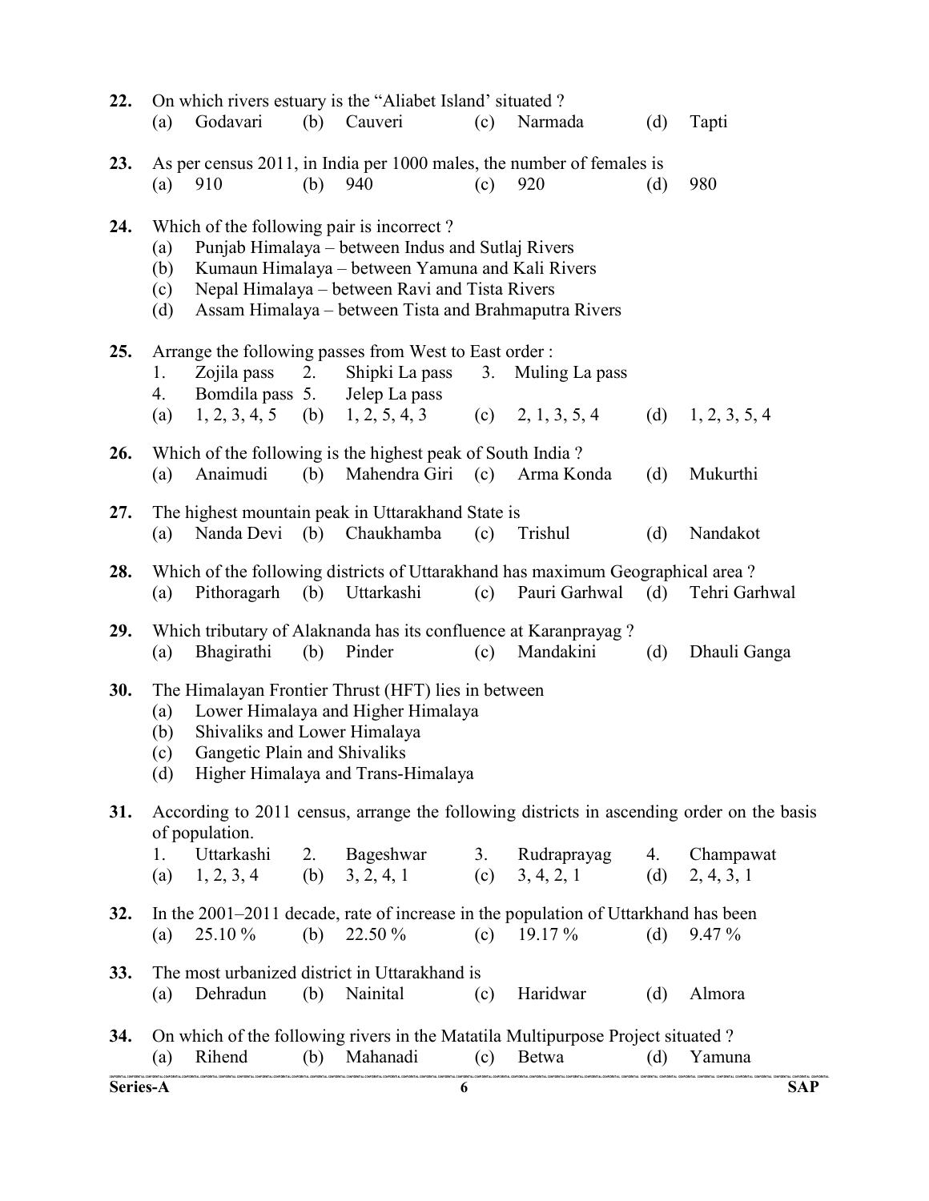**22.** On which rivers estuary is the “Aliabet Island’ situated ?
(a) Godavari (b) Cauveri (c) Narmada (d) Tapti

**23.** As per census 2011, in India per 1000 males, the number of females is
(a) 910 (b) 940 (c) 920 (d) 980

**24.** Which of the following pair is incorrect ?
(a) Punjab Himalaya – between Indus and Sutlaj Rivers
(b) Kumaun Himalaya – between Yamuna and Kali Rivers
(c) Nepal Himalaya – between Ravi and Tista Rivers
(d) Assam Himalaya – between Tista and Brahmaputra Rivers

**25.** Arrange the following passes from West to East order :
1. Zojila pass 2. Shipki La pass 3. Muling La pass
4. Bomdila pass 5. Jelep La pass
(a) 1, 2, 3, 4, 5 (b) 1, 2, 5, 4, 3 (c) 2, 1, 3, 5, 4 (d) 1, 2, 3, 5, 4

**26.** Which of the following is the highest peak of South India ?
(a) Anaimudi (b) Mahendra Giri (c) Arma Konda (d) Mukurthi

**27.** The highest mountain peak in Uttarakhand State is
(a) Nanda Devi (b) Chaukhamba (c) Trishul (d) Nandakot

**28.** Which of the following districts of Uttarakhand has maximum Geographical area ?
(a) Pithoragarh (b) Uttarkashi (c) Pauri Garhwal (d) Tehri Garhwal

**29.** Which tributary of Alaknanda has its confluence at Karanprayag ?
(a) Bhagirathi (b) Pinder (c) Mandakini (d) Dhauli Ganga

**30.** The Himalayan Frontier Thrust (HFT) lies in between
(a) Lower Himalaya and Higher Himalaya
(b) Shivaliks and Lower Himalaya
(c) Gangetic Plain and Shivaliks
(d) Higher Himalaya and Trans-Himalaya

**31.** According to 2011 census, arrange the following districts in ascending order on the basis of population.
1. Uttarkashi 2. Bageshwar 3. Rudraprayag 4. Champawat
(a) 1, 2, 3, 4 (b) 3, 2, 4, 1 (c) 3, 4, 2, 1 (d) 2, 4, 3, 1

**32.** In the 2001–2011 decade, rate of increase in the population of Uttarkhand has been
(a) 25.10 % (b) 22.50 % (c) 19.17 % (d) 9.47 %

**33.** The most urbanized district in Uttarakhand is
(a) Dehradun (b) Nainital (c) Haridwar (d) Almora

**34.** On which of the following rivers in the Matatila Multipurpose Project situated ?
(a) Rihend (b) Mahanadi (c) Betwa (d) Yamuna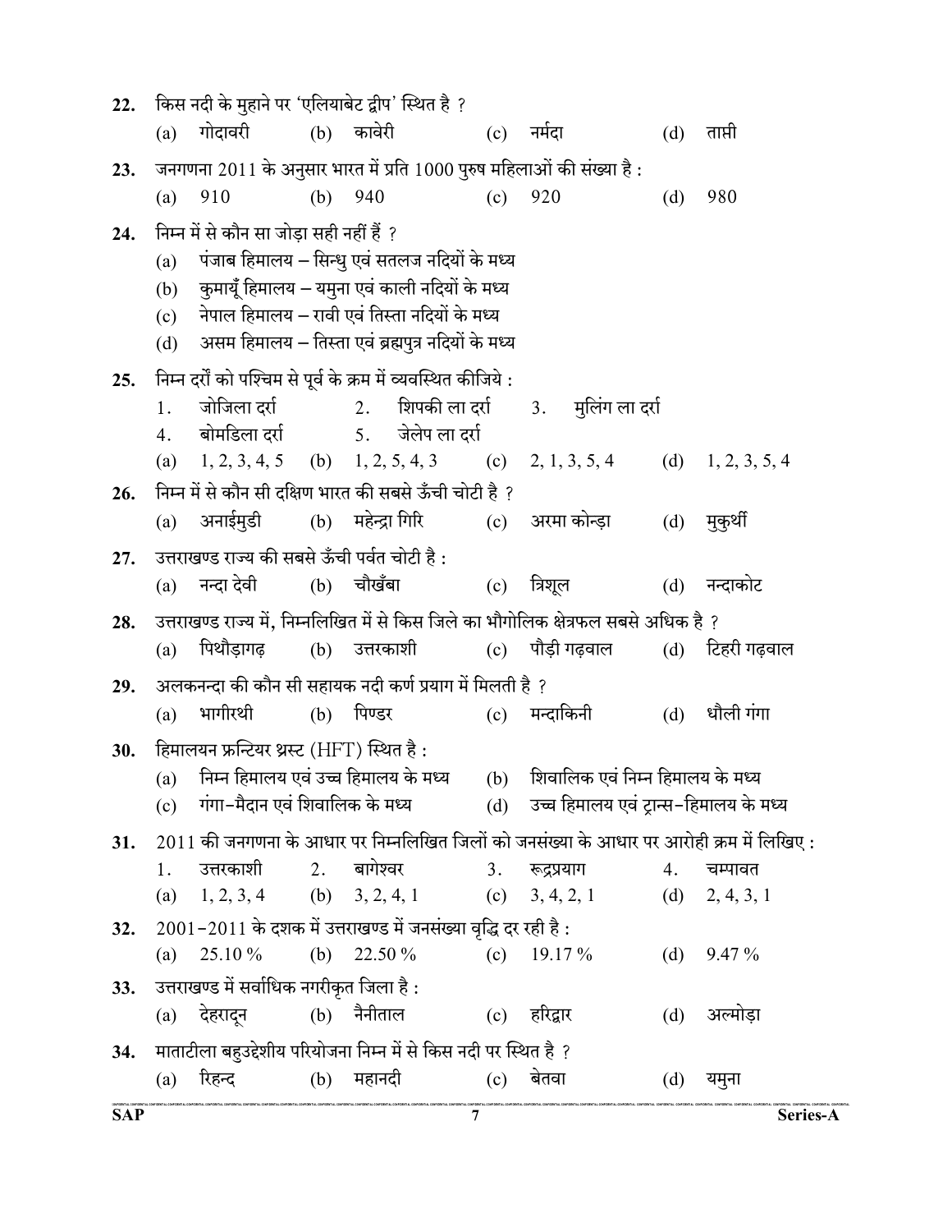**22.** किस नदी के मुहाने पर 'एलियाबेट द्वीप' स्थित है ?

(a) गोदावरी (b) कावेरी (c) नर्मदा (d) ताप्ती

**23.** जनगणना 2011 के अनुसार भारत में प्रति 1000 पुरुष महिलाओं की संख्या है :

(a) 910 (b) 940 (c) 920 (d) 980

**24.** निम्न में से कौन सा जोड़ा सही नहीं हैं ?

(a) पंजाब हिमालय – सिन्धु एवं सतलज नदियों के मध्य
(b) कुमायूँ हिमालय – यमुना एवं काली नदियों के मध्य
(c) नेपाल हिमालय – रावी एवं तिस्ता नदियों के मध्य
(d) असम हिमालय – तिस्ता एवं ब्रह्मपुत्र नदियों के मध्य

**25.** निम्न दर्रों को पश्चिम से पूर्व के क्रम में व्यवस्थित कीजिये :

1. जोजिला दर्रा 2. शिपकी ला दर्रा 3. मुलिंग ला दर्रा
4. बोमडिला दर्रा 5. जेलेप ला दर्रा

(a) 1, 2, 3, 4, 5 (b) 1, 2, 5, 4, 3 (c) 2, 1, 3, 5, 4 (d) 1, 2, 3, 5, 4

**26.** निम्न में से कौन सी दक्षिण भारत की सबसे ऊँची चोटी है ?

(a) अनाईमुडी (b) महेन्द्रा गिरि (c) अरमा कोन्ड़ा (d) मुकुर्थी

**27.** उत्तराखण्ड राज्य की सबसे ऊँची पर्वत चोटी है :

(a) नन्दा देवी (b) चौखँबा (c) त्रिशूल (d) नन्दाकोट

**28.** उत्तराखण्ड राज्य में, निम्नलिखित में से किस जिले का भौगोलिक क्षेत्रफल सबसे अधिक है ?

(a) पिथौड़ागढ़ (b) उत्तरकाशी (c) पौड़ी गढ़वाल (d) टिहरी गढ़वाल

**29.** अलकनन्दा की कौन सी सहायक नदी कर्ण प्रयाग में मिलती है ?

(a) भागीरथी (b) पिण्डर (c) मन्दाकिनी (d) धौली गंगा

**30.** हिमालयन फ्रन्टियर थ्रस्ट (HFT) स्थित है :

(a) निम्न हिमालय एवं उच्च हिमालय के मध्य (b) शिवालिक एवं निम्न हिमालय के मध्य
(c) गंगा-मैदान एवं शिवालिक के मध्य (d) उच्च हिमालय एवं ट्रान्स-हिमालय के मध्य

**31.** 2011 की जनगणना के आधार पर निम्नलिखित जिलों को जनसंख्या के आधार पर आरोही क्रम में लिखिए :

1. उत्तरकाशी 2. बागेश्वर 3. रूद्रप्रयाग 4. चम्पावत

(a) 1, 2, 3, 4 (b) 3, 2, 4, 1 (c) 3, 4, 2, 1 (d) 2, 4, 3, 1

**32.** 2001-2011 के दशक में उत्तराखण्ड में जनसंख्या वृद्धि दर रही है :

(a) 25.10 % (b) 22.50 % (c) 19.17 % (d) 9.47 %

**33.** उत्तराखण्ड में सर्वाधिक नगरीकृत जिला है :

(a) देहरादून (b) नैनीताल (c) हरिद्वार (d) अल्मोड़ा

**34.** माताटीला बहुउद्देशीय परियोजना निम्न में से किस नदी पर स्थित है ?

(a) रिहन्द (b) महानदी (c) बेतवा (d) यमुना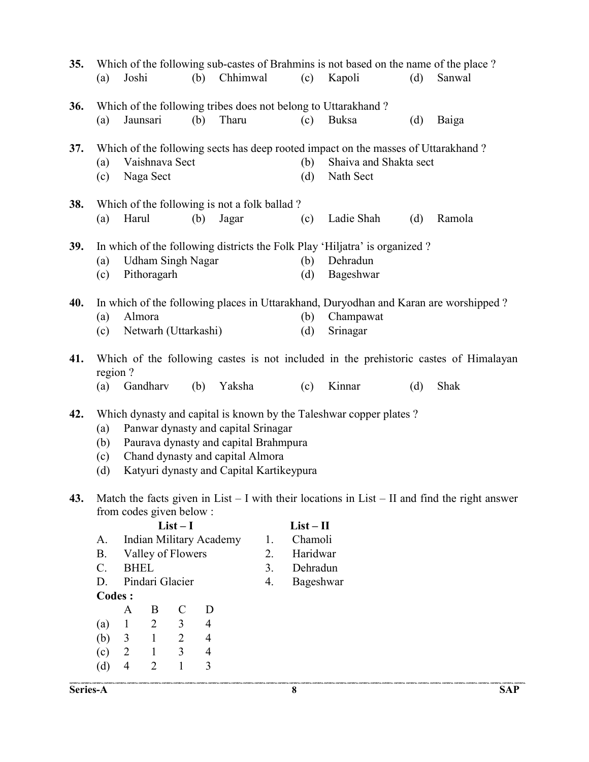35. Which of the following sub-castes of Brahmins is not based on the name of the place ?
(a) Joshi (b) Chhimwal (c) Kapoli (d) Sanwal

36. Which of the following tribes does not belong to Uttarakhand ?
(a) Jaunsari (b) Tharu (c) Buksa (d) Baiga

37. Which of the following sects has deep rooted impact on the masses of Uttarakhand ?
(a) Vaishnava Sect (b) Shaiva and Shakta sect
(c) Naga Sect (d) Nath Sect

38. Which of the following is not a folk ballad ?
(a) Harul (b) Jagar (c) Ladie Shah (d) Ramola

39. In which of the following districts the Folk Play 'Hiljatra' is organized ?
(a) Udham Singh Nagar (b) Dehradun
(c) Pithoragarh (d) Bageshwar

40. In which of the following places in Uttarakhand, Duryodhan and Karan are worshipped ?
(a) Almora (b) Champawat
(c) Netwarh (Uttarkashi) (d) Srinagar

41. Which of the following castes is not included in the prehistoric castes of Himalayan region ?
(a) Gandharv (b) Yaksha (c) Kinnar (d) Shak

42. Which dynasty and capital is known by the Taleshwar copper plates ?
(a) Panwar dynasty and capital Srinagar
(b) Paurava dynasty and capital Brahmpura
(c) Chand dynasty and capital Almora
(d) Katyuri dynasty and Capital Kartikeypura

43. Match the facts given in List – I with their locations in List – II and find the right answer from codes given below :

| | List – I | | List – II |
|---|---|---|---|
| A. | Indian Military Academy | 1. | Chamoli |
| B. | Valley of Flowers | 2. | Haridwar |
| C. | BHEL | 3. | Dehradun |
| D. | Pindari Glacier | 4. | Bageshwar |

**Codes :**

| | A | B | C | D |
|---|---|---|---|---|
| (a) | 1 | 2 | 3 | 4 |
| (b) | 3 | 1 | 2 | 4 |
| (c) | 2 | 1 | 3 | 4 |
| (d) | 4 | 2 | 1 | 3 |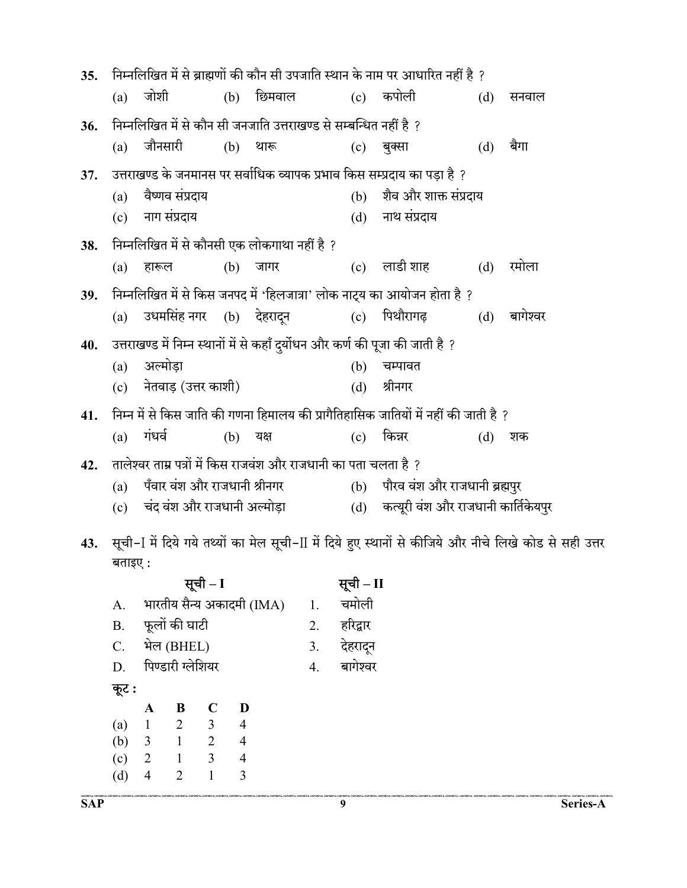**35.** निम्नलिखित में से ब्राह्मणों की कौन सी उपजाति स्थान के नाम पर आधारित नहीं है ?

(a) जोशी (b) छिमवाल (c) कपोली (d) सनवाल

**36.** निम्नलिखित में से कौन सी जनजाति उत्तराखण्ड से सम्बन्धित नहीं है ?

(a) जौनसारी (b) थारू (c) बुक्सा (d) बैगा

**37.** उत्तराखण्ड के जनमानस पर सर्वाधिक व्यापक प्रभाव किस सम्प्रदाय का पड़ा है ?

(a) वैष्णव संप्रदाय (b) शैव और शाक्त संप्रदाय

(c) नाग संप्रदाय (d) नाथ संप्रदाय

**38.** निम्नलिखित में से कौनसी एक लोकगाथा नहीं है ?

(a) हारूल (b) जागर (c) लाडी शाह (d) रमोला

**39.** निम्नलिखित में से किस जनपद में 'हिलजात्रा' लोक नाट्य का आयोजन होता है ?

(a) उधमसिंह नगर (b) देहरादून (c) पिथौरागढ़ (d) बागेश्वर

**40.** उत्तराखण्ड में निम्न स्थानों में से कहाँ दुर्योधन और कर्ण की पूजा की जाती है ?

(a) अल्मोड़ा (b) चम्पावत

(c) नेतवाड़ (उत्तर काशी) (d) श्रीनगर

**41.** निम्न में से किस जाति की गणना हिमालय की प्रागैतिहासिक जातियों में नहीं की जाती है ?

(a) गंधर्व (b) यक्ष (c) किन्नर (d) शक

**42.** तालेश्वर ताम्र पत्रों में किस राजवंश और राजधानी का पता चलता है ?

(a) पँवार वंश और राजधानी श्रीनगर (b) पौरव वंश और राजधानी ब्रह्मपुर

(c) चंद वंश और राजधानी अल्मोड़ा (d) कत्यूरी वंश और राजधानी कार्तिकेयपुर

**43.** सूची-I में दिये गये तथ्यों का मेल सूची-II में दिये हुए स्थानों से कीजिये और नीचे लिखे कोड से सही उत्तर बताइए :

| | सूची – I | | सूची – II |
|---|---|---|---|
| A. | भारतीय सैन्य अकादमी (IMA) | 1. | चमोली |
| B. | फूलों की घाटी | 2. | हरिद्वार |
| C. | भेल (BHEL) | 3. | देहरादून |
| D. | पिण्डारी ग्लेशियर | 4. | बागेश्वर |

**कूट :**

| | A | B | C | D |
|---|---|---|---|---|
| (a) | 1 | 2 | 3 | 4 |
| (b) | 3 | 1 | 2 | 4 |
| (c) | 2 | 1 | 3 | 4 |
| (d) | 4 | 2 | 1 | 3 |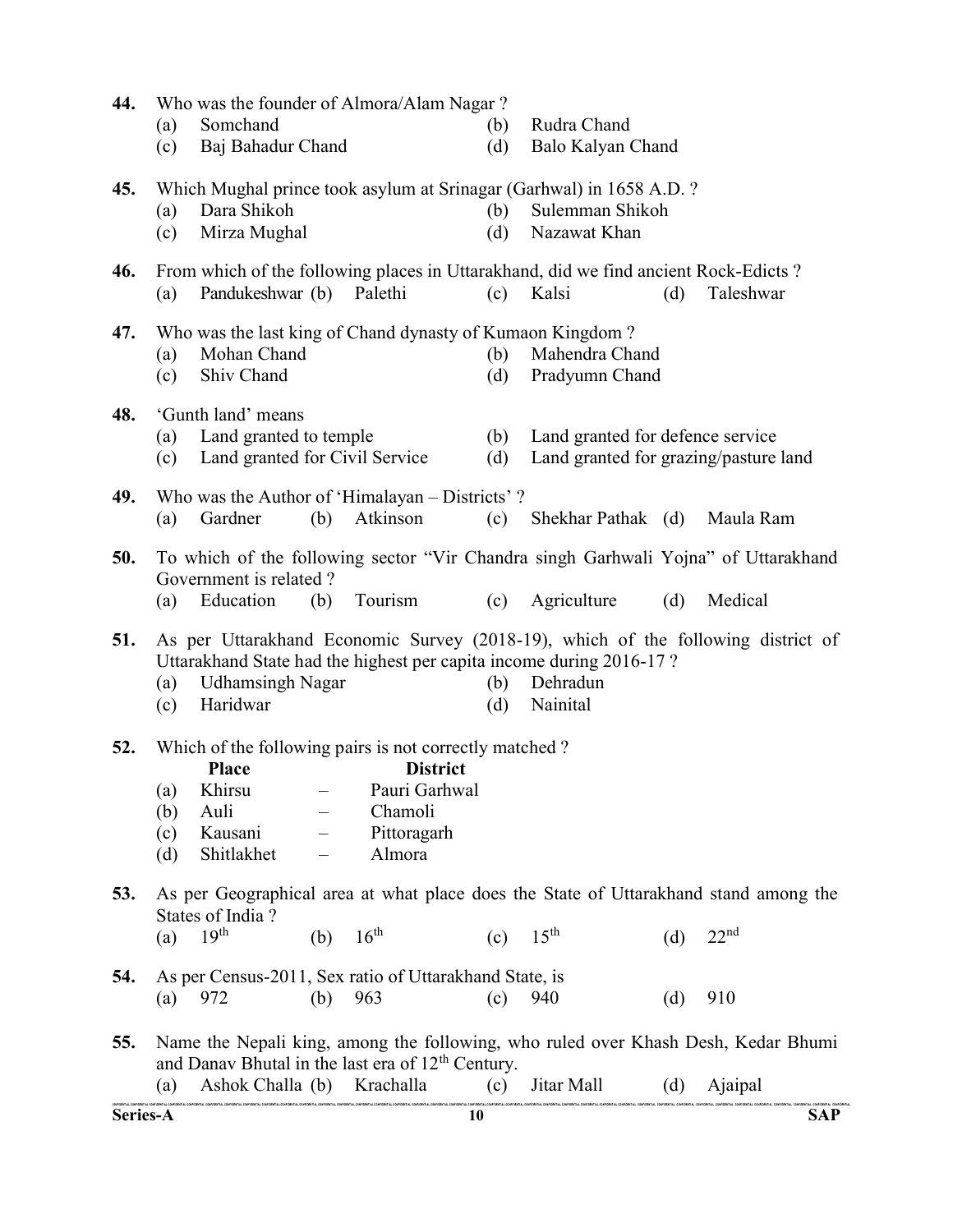**44.** Who was the founder of Almora/Alam Nagar ?

(a) Somchand
(b) Rudra Chand
(c) Baj Bahadur Chand
(d) Balo Kalyan Chand

**45.** Which Mughal prince took asylum at Srinagar (Garhwal) in 1658 A.D. ?

(a) Dara Shikoh
(b) Sulemman Shikoh
(c) Mirza Mughal
(d) Nazawat Khan

**46.** From which of the following places in Uttarakhand, did we find ancient Rock-Edicts ?

(a) Pandukeshwar (b) Palethi (c) Kalsi (d) Taleshwar

**47.** Who was the last king of Chand dynasty of Kumaon Kingdom ?

(a) Mohan Chand
(b) Mahendra Chand
(c) Shiv Chand
(d) Pradyumn Chand

**48.** 'Gunth land' means

(a) Land granted to temple
(b) Land granted for defence service
(c) Land granted for Civil Service
(d) Land granted for grazing/pasture land

**49.** Who was the Author of 'Himalayan – Districts' ?

(a) Gardner (b) Atkinson (c) Shekhar Pathak (d) Maula Ram

**50.** To which of the following sector "Vir Chandra singh Garhwali Yojna" of Uttarakhand Government is related ?

(a) Education (b) Tourism (c) Agriculture (d) Medical

**51.** As per Uttarakhand Economic Survey (2018-19), which of the following district of Uttarakhand State had the highest per capita income during 2016-17 ?

(a) Udhamsingh Nagar
(b) Dehradun
(c) Haridwar
(d) Nainital

**52.** Which of the following pairs is not correctly matched ?

| | Place | | District |
|---|---|---|---|
| (a) | Khirsu | – | Pauri Garhwal |
| (b) | Auli | – | Chamoli |
| (c) | Kausani | – | Pittoragarh |
| (d) | Shitlakhet | – | Almora |

**53.** As per Geographical area at what place does the State of Uttarakhand stand among the States of India ?

(a) 19th (b) 16th (c) 15th (d) 22nd

**54.** As per Census-2011, Sex ratio of Uttarakhand State, is

(a) 972 (b) 963 (c) 940 (d) 910

**55.** Name the Nepali king, among the following, who ruled over Khash Desh, Kedar Bhumi and Danav Bhutal in the last era of 12th Century.

(a) Ashok Challa (b) Krachalla (c) Jitar Mall (d) Ajaipal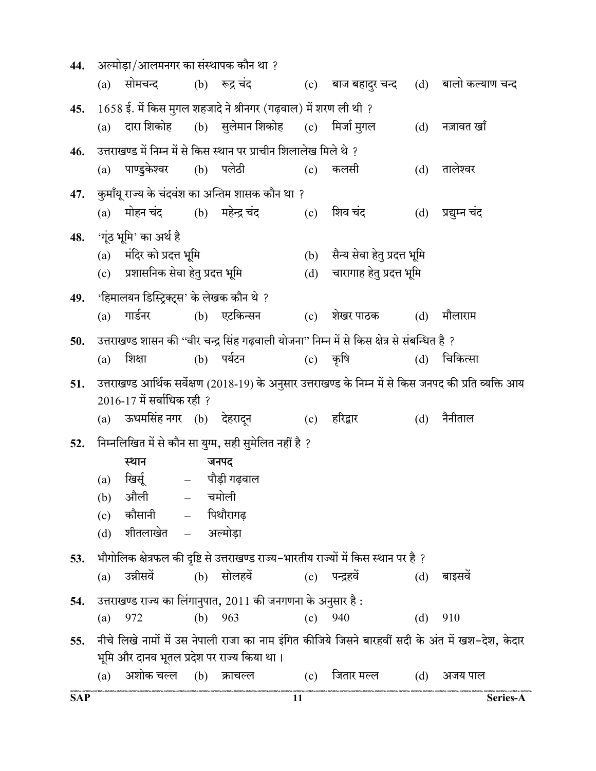**44.** अल्मोड़ा/आलमनगर का संस्थापक कौन था ?

(a) सोमचन्द (b) रूद्र चंद (c) बाज बहादुर चन्द (d) बालो कल्याण चन्द

**45.** 1658 ई. में किस मुगल शहजादे ने श्रीनगर (गढ़वाल) में शरण ली थी ?

(a) दारा शिकोह (b) सुलेमान शिकोह (c) मिर्जा मुगल (d) नज़ावत खाँ

**46.** उत्तराखण्ड में निम्न में से किस स्थान पर प्राचीन शिलालेख मिले थे ?

(a) पाण्डुकेश्वर (b) पलेठी (c) कलसी (d) तालेश्वर

**47.** कुमाँयू राज्य के चंदवंश का अन्तिम शासक कौन था ?

(a) मोहन चंद (b) महेन्द्र चंद (c) शिव चंद (d) प्रद्युम्न चंद

**48.** 'गूंठ भूमि' का अर्थ है

(a) मंदिर को प्रदत्त भूमि (b) सैन्य सेवा हेतु प्रदत्त भूमि

(c) प्रशासनिक सेवा हेतु प्रदत्त भूमि (d) चारागाह हेतु प्रदत्त भूमि

**49.** 'हिमालयन डिस्ट्रिक्ट्स' के लेखक कौन थे ?

(a) गार्डनर (b) एटकिन्सन (c) शेखर पाठक (d) मौलाराम

**50.** उत्तराखण्ड शासन की "वीर चन्द्र सिंह गढ़वाली योजना" निम्न में से किस क्षेत्र से संबन्धित है ?

(a) शिक्षा (b) पर्यटन (c) कृषि (d) चिकित्सा

**51.** उत्तराखण्ड आर्थिक सर्वेक्षण (2018-19) के अनुसार उत्तराखण्ड के निम्न में से किस जनपद की प्रति व्यक्ति आय 2016-17 में सर्वाधिक रही ?

(a) ऊधमसिंह नगर (b) देहरादून (c) हरिद्वार (d) नैनीताल

**52.** निम्नलिखित में से कौन सा युग्म, सही सुमेलित नहीं है ?

| | स्थान | | जनपद |
|---|---|---|---|
| (a) | खिर्सू | – | पौड़ी गढ़वाल |
| (b) | औली | – | चमोली |
| (c) | कौसानी | – | पिथौरागढ़ |
| (d) | शीतलाखेत | – | अल्मोड़ा |

**53.** भौगोलिक क्षेत्रफल की दृष्टि से उत्तराखण्ड राज्य–भारतीय राज्यों में किस स्थान पर है ?

(a) उन्नीसवें (b) सोलहवें (c) पन्द्रहवें (d) बाइसवें

**54.** उत्तराखण्ड राज्य का लिंगानुपात, 2011 की जनगणना के अनुसार है :

(a) 972 (b) 963 (c) 940 (d) 910

**55.** नीचे लिखे नामों में उस नेपाली राजा का नाम इंगित कीजिये जिसने बारहवीं सदी के अंत में खश-देश, केदार भूमि और दानव भूतल प्रदेश पर राज्य किया था ।

(a) अशोक चल्ल (b) क्राचल्ल (c) जितार मल्ल (d) अजय पाल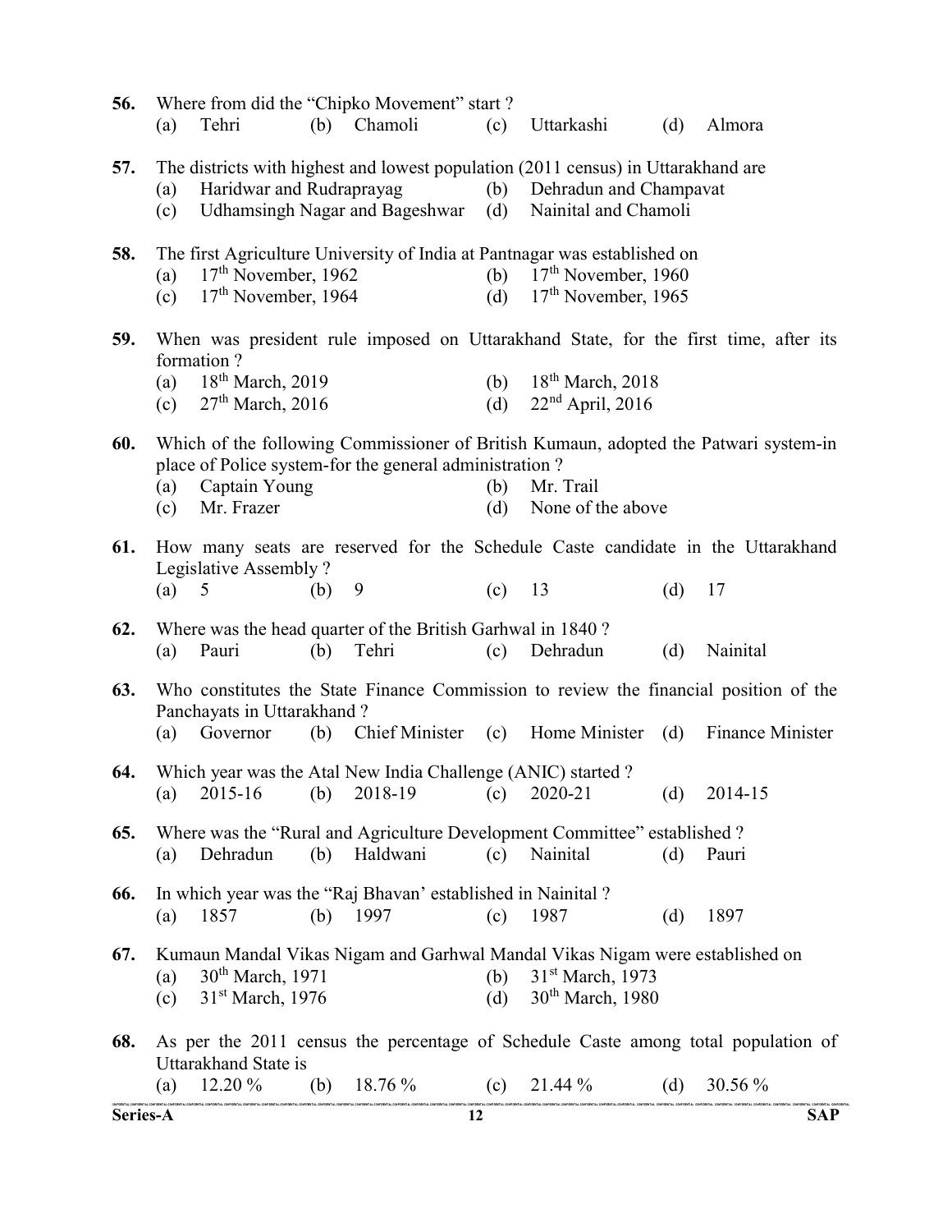**56.** Where from did the "Chipko Movement" start ?

(a) Tehri (b) Chamoli (c) Uttarkashi (d) Almora

**57.** The districts with highest and lowest population (2011 census) in Uttarakhand are

(a) Haridwar and Rudraprayag
(b) Dehradun and Champavat
(c) Udhamsingh Nagar and Bageshwar
(d) Nainital and Chamoli

**58.** The first Agriculture University of India at Pantnagar was established on

(a) 17th November, 1962
(b) 17th November, 1960
(c) 17th November, 1964
(d) 17th November, 1965

**59.** When was president rule imposed on Uttarakhand State, for the first time, after its formation ?

(a) 18th March, 2019
(b) 18th March, 2018
(c) 27th March, 2016
(d) 22nd April, 2016

**60.** Which of the following Commissioner of British Kumaun, adopted the Patwari system-in place of Police system-for the general administration ?

(a) Captain Young
(b) Mr. Trail
(c) Mr. Frazer
(d) None of the above

**61.** How many seats are reserved for the Schedule Caste candidate in the Uttarakhand Legislative Assembly ?

(a) 5 (b) 9 (c) 13 (d) 17

**62.** Where was the head quarter of the British Garhwal in 1840 ?

(a) Pauri (b) Tehri (c) Dehradun (d) Nainital

**63.** Who constitutes the State Finance Commission to review the financial position of the Panchayats in Uttarakhand ?

(a) Governor (b) Chief Minister (c) Home Minister (d) Finance Minister

**64.** Which year was the Atal New India Challenge (ANIC) started ?

(a) 2015-16 (b) 2018-19 (c) 2020-21 (d) 2014-15

**65.** Where was the "Rural and Agriculture Development Committee" established ?

(a) Dehradun (b) Haldwani (c) Nainital (d) Pauri

**66.** In which year was the "Raj Bhavan' established in Nainital ?

(a) 1857 (b) 1997 (c) 1987 (d) 1897

**67.** Kumaun Mandal Vikas Nigam and Garhwal Mandal Vikas Nigam were established on

(a) 30th March, 1971
(b) 31st March, 1973
(c) 31st March, 1976
(d) 30th March, 1980

**68.** As per the 2011 census the percentage of Schedule Caste among total population of Uttarakhand State is

(a) 12.20 % (b) 18.76 % (c) 21.44 % (d) 30.56 %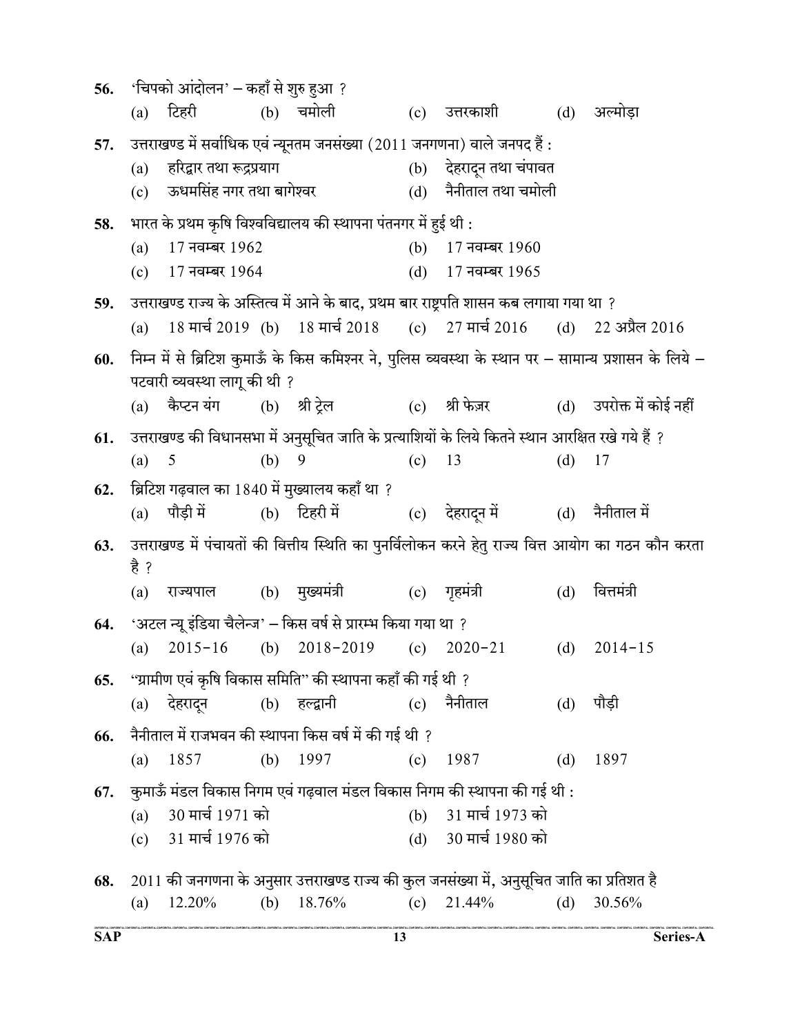56. 'चिपको आंदोलन' – कहाँ से शुरु हुआ ?
(a) टिहरी (b) चमोली (c) उत्तरकाशी (d) अल्मोड़ा

57. उत्तराखण्ड में सर्वाधिक एवं न्यूनतम जनसंख्या (2011 जनगणना) वाले जनपद हैं :
(a) हरिद्वार तथा रूद्रप्रयाग (b) देहरादून तथा चंपावत
(c) ऊधमसिंह नगर तथा बागेश्वर (d) नैनीताल तथा चमोली

58. भारत के प्रथम कृषि विश्वविद्यालय की स्थापना पंतनगर में हुई थी :
(a) 17 नवम्बर 1962 (b) 17 नवम्बर 1960
(c) 17 नवम्बर 1964 (d) 17 नवम्बर 1965

59. उत्तराखण्ड राज्य के अस्तित्व में आने के बाद, प्रथम बार राष्ट्रपति शासन कब लगाया गया था ?
(a) 18 मार्च 2019 (b) 18 मार्च 2018 (c) 27 मार्च 2016 (d) 22 अप्रैल 2016

60. निम्न में से ब्रिटिश कुमाऊँ के किस कमिश्नर ने, पुलिस व्यवस्था के स्थान पर – सामान्य प्रशासन के लिये – पटवारी व्यवस्था लागू की थी ?
(a) कैप्टन यंग (b) श्री ट्रेल (c) श्री फेज़र (d) उपरोक्त में कोई नहीं

61. उत्तराखण्ड की विधानसभा में अनुसूचित जाति के प्रत्याशियों के लिये कितने स्थान आरक्षित रखे गये हैं ?
(a) 5 (b) 9 (c) 13 (d) 17

62. ब्रिटिश गढ़वाल का 1840 में मुख्यालय कहाँ था ?
(a) पौड़ी में (b) टिहरी में (c) देहरादून में (d) नैनीताल में

63. उत्तराखण्ड में पंचायतों की वित्तीय स्थिति का पुनर्विलोकन करने हेतु राज्य वित्त आयोग का गठन कौन करता है ?
(a) राज्यपाल (b) मुख्यमंत्री (c) गृहमंत्री (d) वित्तमंत्री

64. 'अटल न्यू इंडिया चैलेन्ज' – किस वर्ष से प्रारम्भ किया गया था ?
(a) 2015-16 (b) 2018-2019 (c) 2020-21 (d) 2014-15

65. "ग्रामीण एवं कृषि विकास समिति" की स्थापना कहाँ की गई थी ?
(a) देहरादून (b) हल्द्वानी (c) नैनीताल (d) पौड़ी

66. नैनीताल में राजभवन की स्थापना किस वर्ष में की गई थी ?
(a) 1857 (b) 1997 (c) 1987 (d) 1897

67. कुमाऊँ मंडल विकास निगम एवं गढ़वाल मंडल विकास निगम की स्थापना की गई थी :
(a) 30 मार्च 1971 को (b) 31 मार्च 1973 को
(c) 31 मार्च 1976 को (d) 30 मार्च 1980 को

68. 2011 की जनगणना के अनुसार उत्तराखण्ड राज्य की कुल जनसंख्या में, अनुसूचित जाति का प्रतिशत है
(a) 12.20% (b) 18.76% (c) 21.44% (d) 30.56%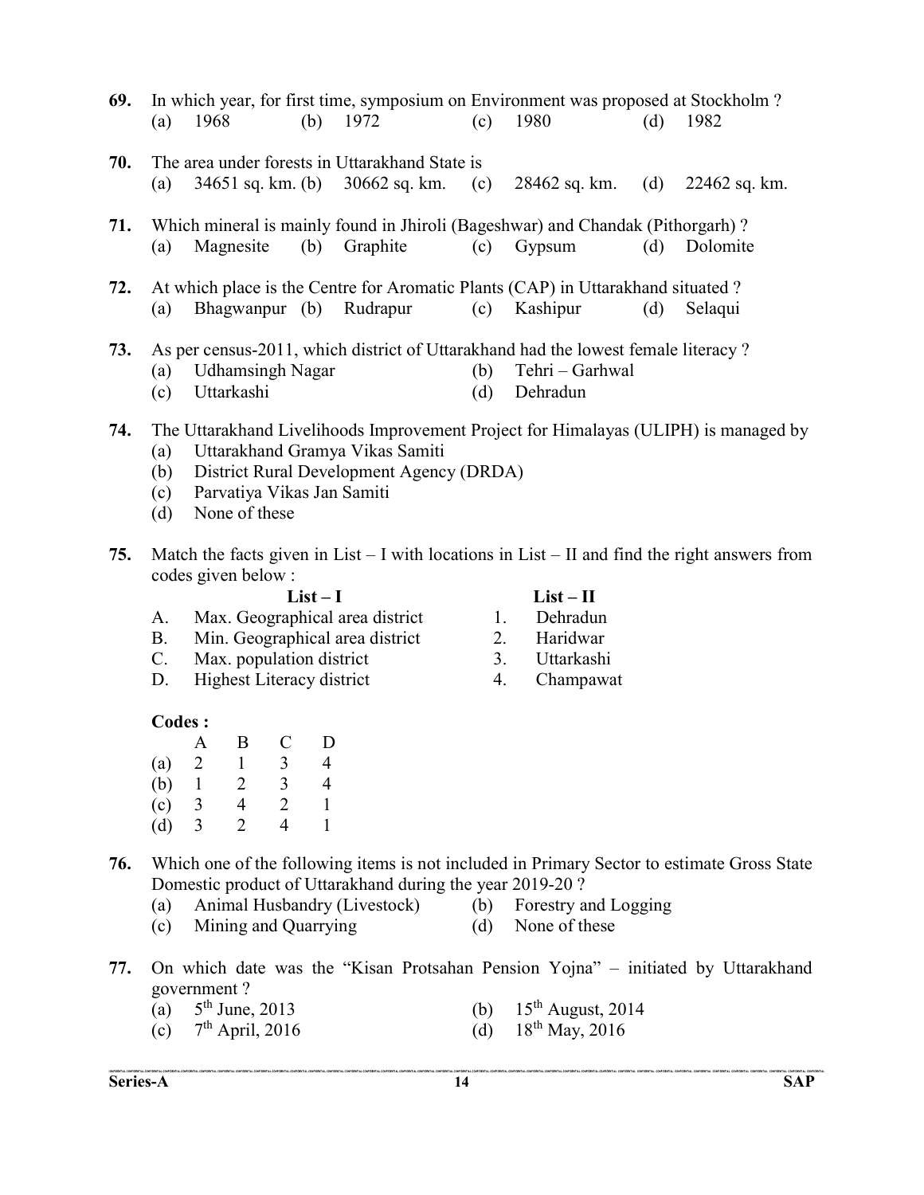**69.** In which year, for first time, symposium on Environment was proposed at Stockholm ?

(a) 1968 (b) 1972 (c) 1980 (d) 1982

**70.** The area under forests in Uttarakhand State is

(a) 34651 sq. km. (b) 30662 sq. km. (c) 28462 sq. km. (d) 22462 sq. km.

**71.** Which mineral is mainly found in Jhiroli (Bageshwar) and Chandak (Pithorgarh) ?

(a) Magnesite (b) Graphite (c) Gypsum (d) Dolomite

**72.** At which place is the Centre for Aromatic Plants (CAP) in Uttarakhand situated ?

(a) Bhagwanpur (b) Rudrapur (c) Kashipur (d) Selaqui

**73.** As per census-2011, which district of Uttarakhand had the lowest female literacy ?

(a) Udhamsingh Nagar (b) Tehri – Garhwal
(c) Uttarkashi (d) Dehradun

**74.** The Uttarakhand Livelihoods Improvement Project for Himalayas (ULIPH) is managed by

(a) Uttarakhand Gramya Vikas Samiti
(b) District Rural Development Agency (DRDA)
(c) Parvatiya Vikas Jan Samiti
(d) None of these

**75.** Match the facts given in List – I with locations in List – II and find the right answers from codes given below :

| | List – I | | List – II |
|---|---|---|---|
| A. | Max. Geographical area district | 1. | Dehradun |
| B. | Min. Geographical area district | 2. | Haridwar |
| C. | Max. population district | 3. | Uttarkashi |
| D. | Highest Literacy district | 4. | Champawat |

**Codes :**

| | A | B | C | D |
|---|---|---|---|---|
| (a) | 2 | 1 | 3 | 4 |
| (b) | 1 | 2 | 3 | 4 |
| (c) | 3 | 4 | 2 | 1 |
| (d) | 3 | 2 | 4 | 1 |

**76.** Which one of the following items is not included in Primary Sector to estimate Gross State Domestic product of Uttarakhand during the year 2019-20 ?

(a) Animal Husbandry (Livestock) (b) Forestry and Logging
(c) Mining and Quarrying (d) None of these

**77.** On which date was the "Kisan Protsahan Pension Yojna" – initiated by Uttarakhand government ?

(a) 5th June, 2013 (b) 15th August, 2014
(c) 7th April, 2016 (d) 18th May, 2016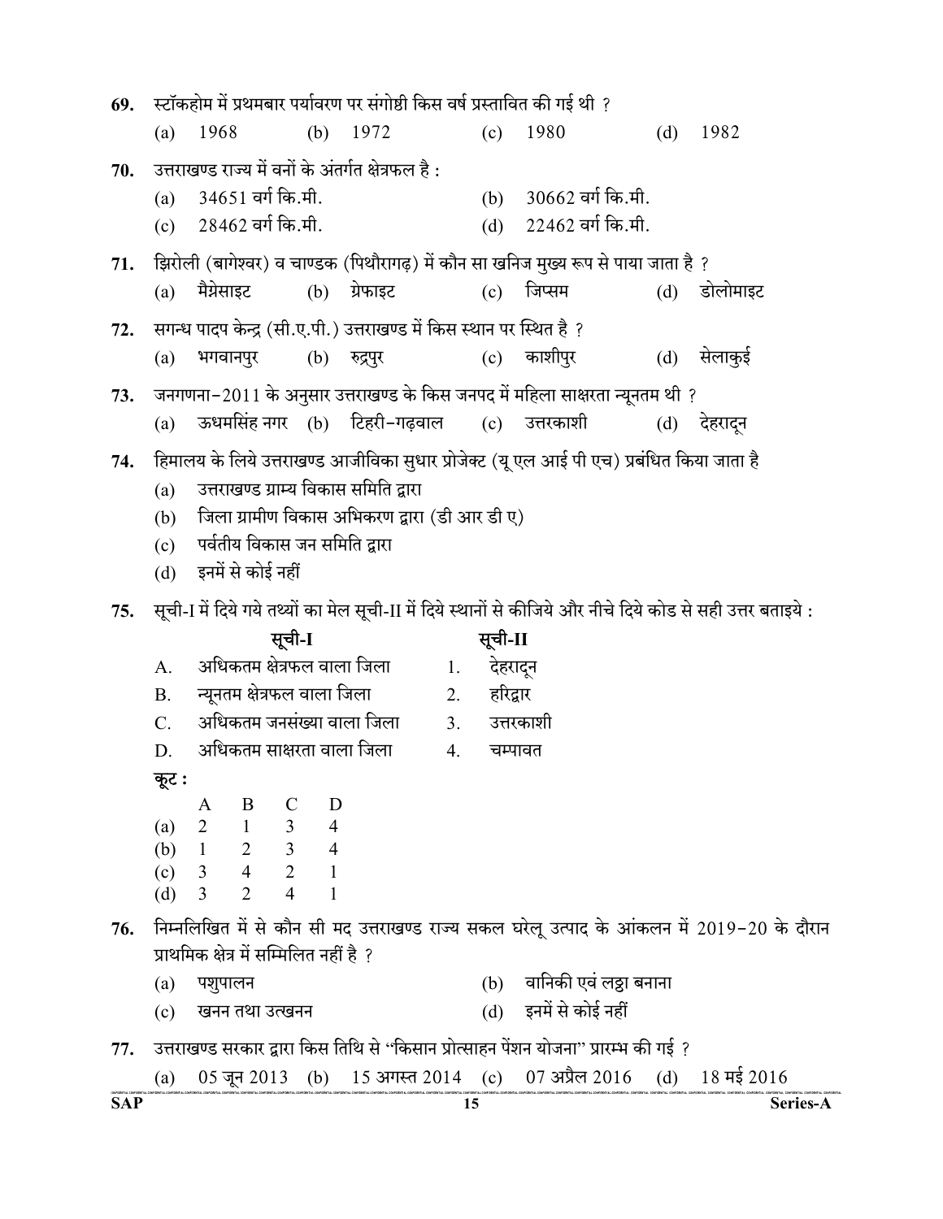69. स्टॉकहोम में प्रथमबार पर्यावरण पर संगोष्ठी किस वर्ष प्रस्तावित की गई थी ?
(a) 1968 (b) 1972 (c) 1980 (d) 1982

70. उत्तराखण्ड राज्य में वनों के अंतर्गत क्षेत्रफल है :
(a) 34651 वर्ग कि.मी. (b) 30662 वर्ग कि.मी.
(c) 28462 वर्ग कि.मी. (d) 22462 वर्ग कि.मी.

71. झिरोली (बागेश्वर) व चाण्डक (पिथौरागढ़) में कौन सा खनिज मुख्य रूप से पाया जाता है ?
(a) मैग्नेसाइट (b) ग्रेफाइट (c) जिप्सम (d) डोलोमाइट

72. सगन्ध पादप केन्द्र (सी.ए.पी.) उत्तराखण्ड में किस स्थान पर स्थित है ?
(a) भगवानपुर (b) रुद्रपुर (c) काशीपुर (d) सेलाकुई

73. जनगणना-2011 के अनुसार उत्तराखण्ड के किस जनपद में महिला साक्षरता न्यूनतम थी ?
(a) ऊधमसिंह नगर (b) टिहरी-गढ़वाल (c) उत्तरकाशी (d) देहरादून

74. हिमालय के लिये उत्तराखण्ड आजीविका सुधार प्रोजेक्ट (यू एल आई पी एच) प्रबंधित किया जाता है
(a) उत्तराखण्ड ग्राम्य विकास समिति द्वारा
(b) जिला ग्रामीण विकास अभिकरण द्वारा (डी आर डी ए)
(c) पर्वतीय विकास जन समिति द्वारा
(d) इनमें से कोई नहीं

75. सूची-I में दिये गये तथ्यों का मेल सूची-II में दिये स्थानों से कीजिये और नीचे दिये कोड से सही उत्तर बताइये :

| | सूची-I | | सूची-II |
|---|---|---|---|
| A. | अधिकतम क्षेत्रफल वाला जिला | 1. | देहरादून |
| B. | न्यूनतम क्षेत्रफल वाला जिला | 2. | हरिद्वार |
| C. | अधिकतम जनसंख्या वाला जिला | 3. | उत्तरकाशी |
| D. | अधिकतम साक्षरता वाला जिला | 4. | चम्पावत |

कूट :

| | A | B | C | D |
|---|---|---|---|---|
| (a) | 2 | 1 | 3 | 4 |
| (b) | 1 | 2 | 3 | 4 |
| (c) | 3 | 4 | 2 | 1 |
| (d) | 3 | 2 | 4 | 1 |

76. निम्नलिखित में से कौन सी मद उत्तराखण्ड राज्य सकल घरेलू उत्पाद के आंकलन में 2019-20 के दौरान प्राथमिक क्षेत्र में सम्मिलित नहीं है ?
(a) पशुपालन (b) वानिकी एवं लठ्ठा बनाना
(c) खनन तथा उत्खनन (d) इनमें से कोई नहीं

77. उत्तराखण्ड सरकार द्वारा किस तिथि से "किसान प्रोत्साहन पेंशन योजना" प्रारम्भ की गई ?
(a) 05 जून 2013 (b) 15 अगस्त 2014 (c) 07 अप्रैल 2016 (d) 18 मई 2016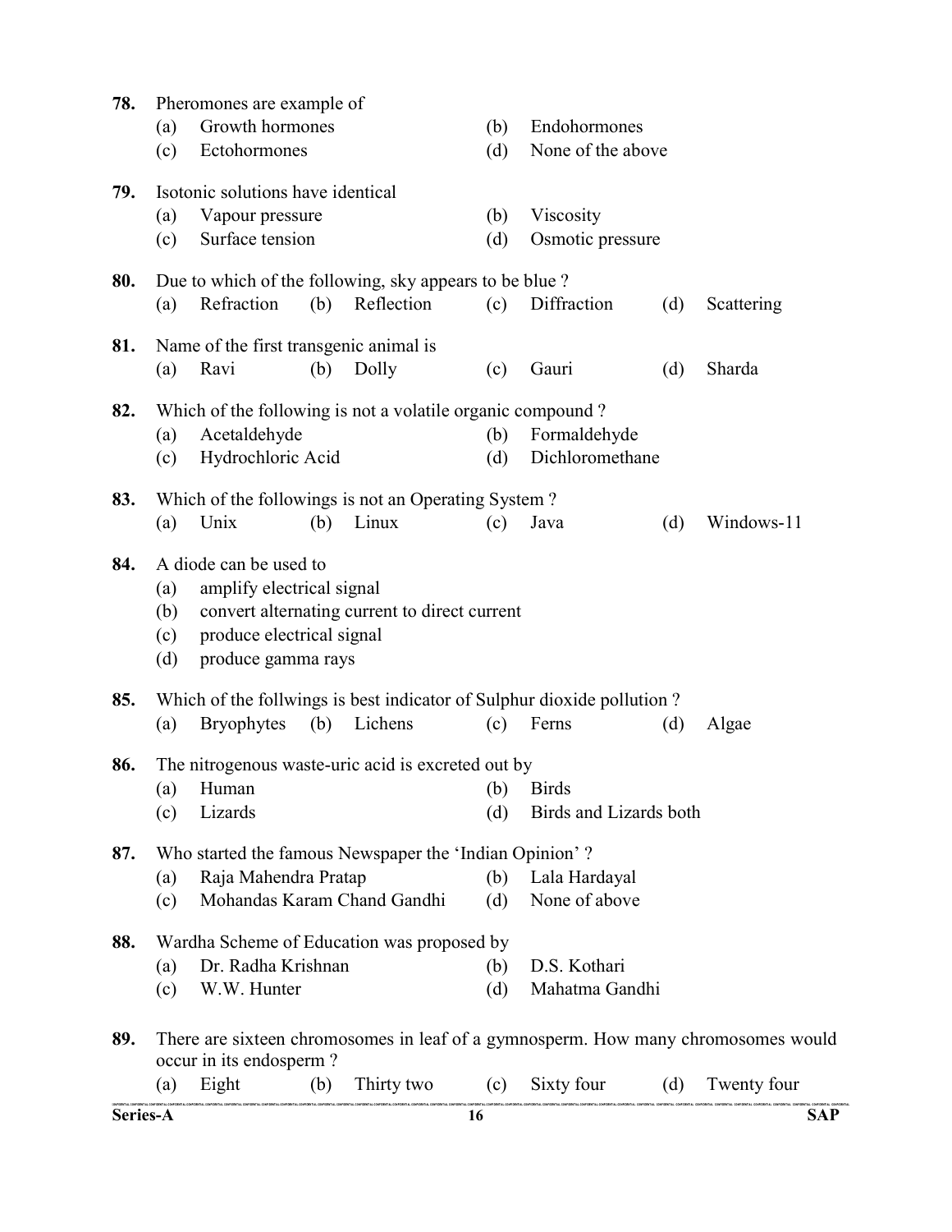78. Pheromones are example of

(a) Growth hormones (b) Endohormones

(c) Ectohormones (d) None of the above

79. Isotonic solutions have identical

(a) Vapour pressure (b) Viscosity

(c) Surface tension (d) Osmotic pressure

80. Due to which of the following, sky appears to be blue ?

(a) Refraction (b) Reflection (c) Diffraction (d) Scattering

81. Name of the first transgenic animal is

(a) Ravi (b) Dolly (c) Gauri (d) Sharda

82. Which of the following is not a volatile organic compound ?

(a) Acetaldehyde (b) Formaldehyde

(c) Hydrochloric Acid (d) Dichloromethane

83. Which of the followings is not an Operating System ?

(a) Unix (b) Linux (c) Java (d) Windows-11

84. A diode can be used to

(a) amplify electrical signal

(b) convert alternating current to direct current

(c) produce electrical signal

(d) produce gamma rays

85. Which of the follwings is best indicator of Sulphur dioxide pollution ?

(a) Bryophytes (b) Lichens (c) Ferns (d) Algae

86. The nitrogenous waste-uric acid is excreted out by

(a) Human (b) Birds

(c) Lizards (d) Birds and Lizards both

87. Who started the famous Newspaper the 'Indian Opinion' ?

(a) Raja Mahendra Pratap (b) Lala Hardayal

(c) Mohandas Karam Chand Gandhi (d) None of above

88. Wardha Scheme of Education was proposed by

(a) Dr. Radha Krishnan (b) D.S. Kothari

(c) W.W. Hunter (d) Mahatma Gandhi

89. There are sixteen chromosomes in leaf of a gymnosperm. How many chromosomes would occur in its endosperm ?

(a) Eight (b) Thirty two (c) Sixty four (d) Twenty four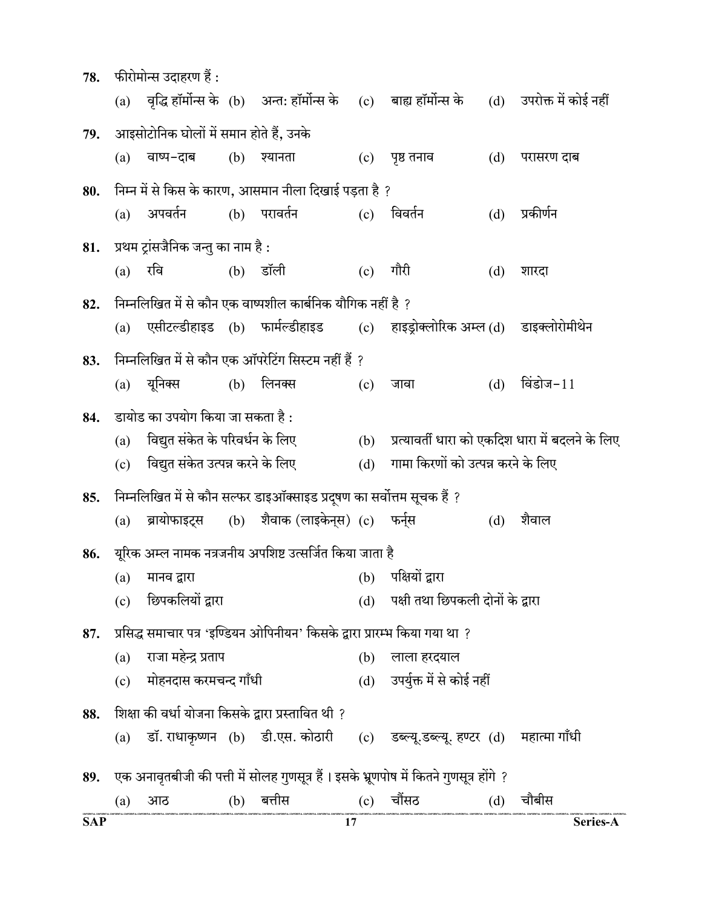78. फीरोमोन्स उदाहरण हैं :

(a) वृद्धि हॉर्मोन्स के (b) अन्त: हॉर्मोन्स के (c) बाह्य हॉर्मोन्स के (d) उपरोक्त में कोई नहीं

79. आइसोटोनिक घोलों में समान होते हैं, उनके

(a) वाष्प-दाब (b) श्यानता (c) पृष्ठ तनाव (d) परासरण दाब

80. निम्न में से किस के कारण, आसमान नीला दिखाई पड़ता है ?

(a) अपवर्तन (b) परावर्तन (c) विवर्तन (d) प्रकीर्णन

81. प्रथम ट्रांसजैनिक जन्तु का नाम है :

(a) रवि (b) डॉली (c) गौरी (d) शारदा

82. निम्नलिखित में से कौन एक वाष्पशील कार्बनिक यौगिक नहीं है ?

(a) एसीटल्डीहाइड (b) फार्मल्डीहाइड (c) हाइड्रोक्लोरिक अम्ल (d) डाइक्लोरोमीथेन

83. निम्नलिखित में से कौन एक ऑपरेटिंग सिस्टम नहीं हैं ?

(a) यूनिक्स (b) लिनक्स (c) जावा (d) विंडोज-11

84. डायोड का उपयोग किया जा सकता है :

(a) विद्युत संकेत के परिवर्धन के लिए
(b) प्रत्यावर्ती धारा को एकदिश धारा में बदलने के लिए
(c) विद्युत संकेत उत्पन्न करने के लिए
(d) गामा किरणों को उत्पन्न करने के लिए

85. निम्नलिखित में से कौन सल्फर डाइऑक्साइड प्रदूषण का सर्वोत्तम सूचक हैं ?

(a) ब्रायोफाइट्स (b) शैवाक (लाइकेन्स) (c) फर्न्स (d) शैवाल

86. यूरिक अम्ल नामक नत्रजनीय अपशिष्ट उत्सर्जित किया जाता है

(a) मानव द्वारा
(b) पक्षियों द्वारा
(c) छिपकलियों द्वारा
(d) पक्षी तथा छिपकली दोनों के द्वारा

87. प्रसिद्ध समाचार पत्र 'इण्डियन ओपिनीयन' किसके द्वारा प्रारम्भ किया गया था ?

(a) राजा महेन्द्र प्रताप
(b) लाला हरदयाल
(c) मोहनदास करमचन्द गाँधी
(d) उपर्युक्त में से कोई नहीं

88. शिक्षा की वर्धा योजना किसके द्वारा प्रस्तावित थी ?

(a) डॉ. राधाकृष्णन (b) डी.एस. कोठारी (c) डब्ल्यू.डब्ल्यू. हण्टर (d) महात्मा गाँधी

89. एक अनावृतबीजी की पत्ती में सोलह गुणसूत्र हैं । इसके भ्रूणपोष में कितने गुणसूत्र होंगे ?

(a) आठ (b) बत्तीस (c) चौंसठ (d) चौबीस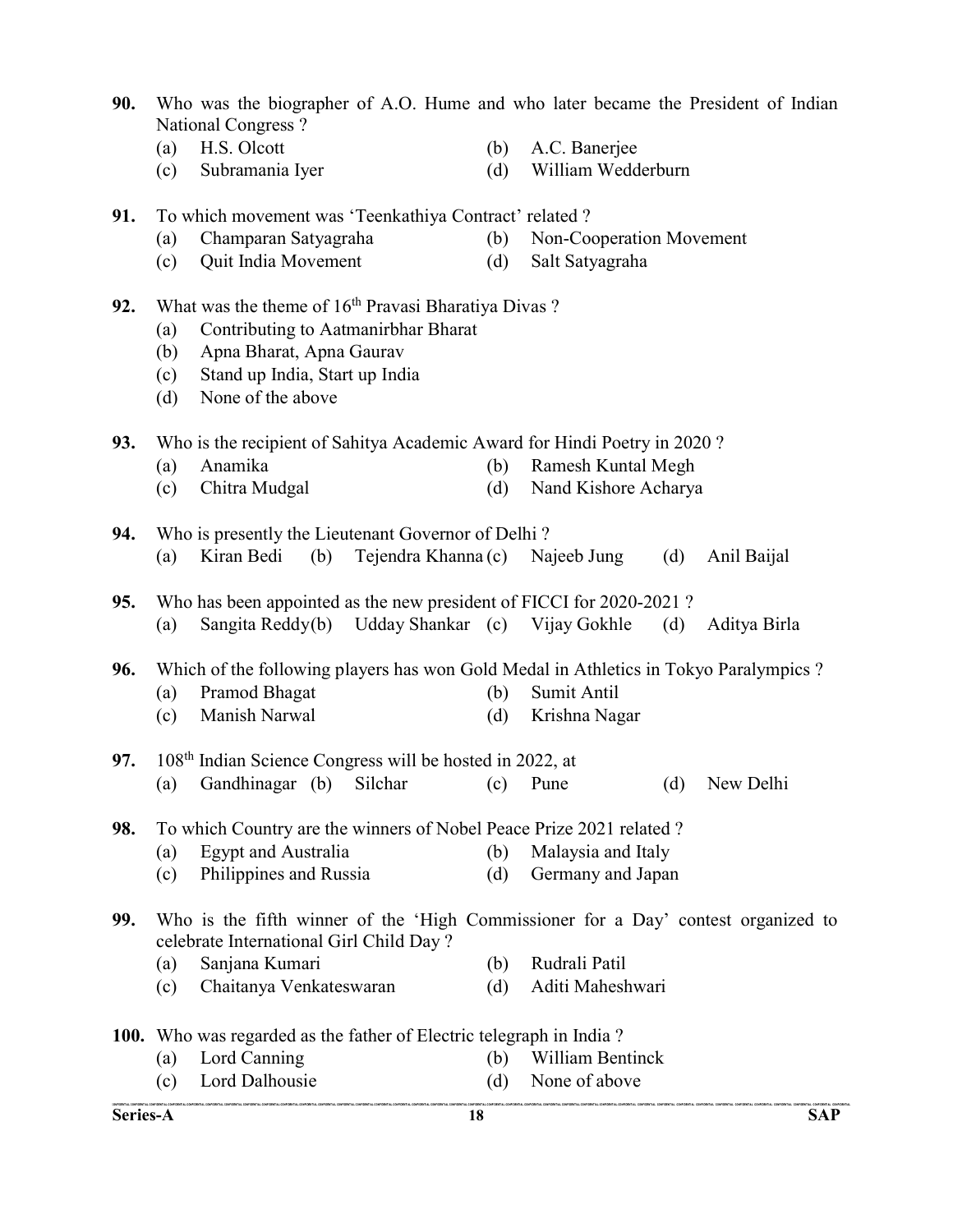**90.** Who was the biographer of A.O. Hume and who later became the President of Indian National Congress ?

(a) H.S. Olcott
(b) A.C. Banerjee
(c) Subramania Iyer
(d) William Wedderburn

**91.** To which movement was 'Teenkathiya Contract' related ?

(a) Champaran Satyagraha
(b) Non-Cooperation Movement
(c) Quit India Movement
(d) Salt Satyagraha

**92.** What was the theme of 16th Pravasi Bharatiya Divas ?

(a) Contributing to Aatmanirbhar Bharat
(b) Apna Bharat, Apna Gaurav
(c) Stand up India, Start up India
(d) None of the above

**93.** Who is the recipient of Sahitya Academic Award for Hindi Poetry in 2020 ?

(a) Anamika
(b) Ramesh Kuntal Megh
(c) Chitra Mudgal
(d) Nand Kishore Acharya

**94.** Who is presently the Lieutenant Governor of Delhi ?

(a) Kiran Bedi (b) Tejendra Khanna (c) Najeeb Jung (d) Anil Baijal

**95.** Who has been appointed as the new president of FICCI for 2020-2021 ?

(a) Sangita Reddy (b) Udday Shankar (c) Vijay Gokhle (d) Aditya Birla

**96.** Which of the following players has won Gold Medal in Athletics in Tokyo Paralympics ?

(a) Pramod Bhagat
(b) Sumit Antil
(c) Manish Narwal
(d) Krishna Nagar

**97.** 108th Indian Science Congress will be hosted in 2022, at

(a) Gandhinagar (b) Silchar (c) Pune (d) New Delhi

**98.** To which Country are the winners of Nobel Peace Prize 2021 related ?

(a) Egypt and Australia
(b) Malaysia and Italy
(c) Philippines and Russia
(d) Germany and Japan

**99.** Who is the fifth winner of the 'High Commissioner for a Day' contest organized to celebrate International Girl Child Day ?

(a) Sanjana Kumari
(b) Rudrali Patil
(c) Chaitanya Venkateswaran
(d) Aditi Maheshwari

**100.** Who was regarded as the father of Electric telegraph in India ?

(a) Lord Canning
(b) William Bentinck
(c) Lord Dalhousie
(d) None of above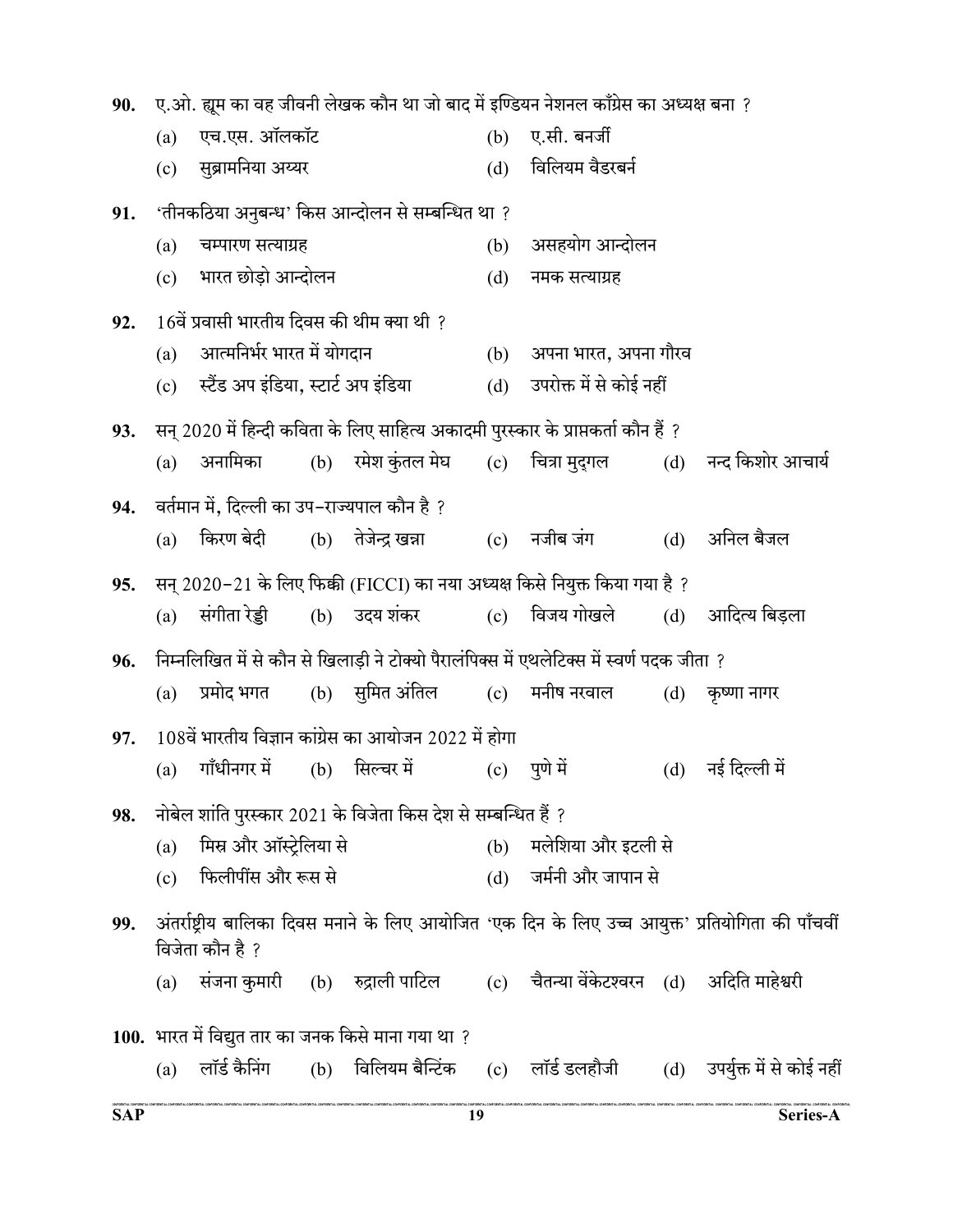**90.** ए.ओ. ह्यूम का वह जीवनी लेखक कौन था जो बाद में इण्डियन नेशनल काँग्रेस का अध्यक्ष बना ?

(a) एच.एस. ऑलकॉट
(b) ए.सी. बनर्जी
(c) सुब्रामनिया अय्यर
(d) विलियम वैडरबर्न

**91.** 'तीनकठिया अनुबन्ध' किस आन्दोलन से सम्बन्धित था ?

(a) चम्पारण सत्याग्रह
(b) असहयोग आन्दोलन
(c) भारत छोड़ो आन्दोलन
(d) नमक सत्याग्रह

**92.** 16वें प्रवासी भारतीय दिवस की थीम क्या थी ?

(a) आत्मनिर्भर भारत में योगदान
(b) अपना भारत, अपना गौरव
(c) स्टैंड अप इंडिया, स्टार्ट अप इंडिया
(d) उपरोक्त में से कोई नहीं

**93.** सन् 2020 में हिन्दी कविता के लिए साहित्य अकादमी पुरस्कार के प्राप्तकर्ता कौन हैं ?

(a) अनामिका
(b) रमेश कुंतल मेघ
(c) चित्रा मुद्गल
(d) नन्द किशोर आचार्य

**94.** वर्तमान में, दिल्ली का उप-राज्यपाल कौन है ?

(a) किरण बेदी
(b) तेजेन्द्र खन्ना
(c) नजीब जंग
(d) अनिल बैजल

**95.** सन् 2020-21 के लिए फिक्की (FICCI) का नया अध्यक्ष किसे नियुक्त किया गया है ?

(a) संगीता रेड्डी
(b) उदय शंकर
(c) विजय गोखले
(d) आदित्य बिड़ला

**96.** निम्नलिखित में से कौन से खिलाड़ी ने टोक्यो पैरालंपिक्स में एथलेटिक्स में स्वर्ण पदक जीता ?

(a) प्रमोद भगत
(b) सुमित अंतिल
(c) मनीष नरवाल
(d) कृष्णा नागर

**97.** 108वें भारतीय विज्ञान कांग्रेस का आयोजन 2022 में होगा

(a) गाँधीनगर में
(b) सिल्चर में
(c) पुणे में
(d) नई दिल्ली में

**98.** नोबेल शांति पुरस्कार 2021 के विजेता किस देश से सम्बन्धित हैं ?

(a) मिस्र और ऑस्ट्रेलिया से
(b) मलेशिया और इटली से
(c) फिलीपींस और रूस से
(d) जर्मनी और जापान से

**99.** अंतर्राष्ट्रीय बालिका दिवस मनाने के लिए आयोजित 'एक दिन के लिए उच्च आयुक्त' प्रतियोगिता की पाँचवीं विजेता कौन है ?

(a) संजना कुमारी
(b) रुद्राली पाटिल
(c) चैतन्या वेंकेटश्वरन
(d) अदिति माहेश्वरी

**100.** भारत में विद्युत तार का जनक किसे माना गया था ?

(a) लॉर्ड कैनिंग
(b) विलियम बैन्टिंक
(c) लॉर्ड डलहौजी
(d) उपर्युक्त में से कोई नहीं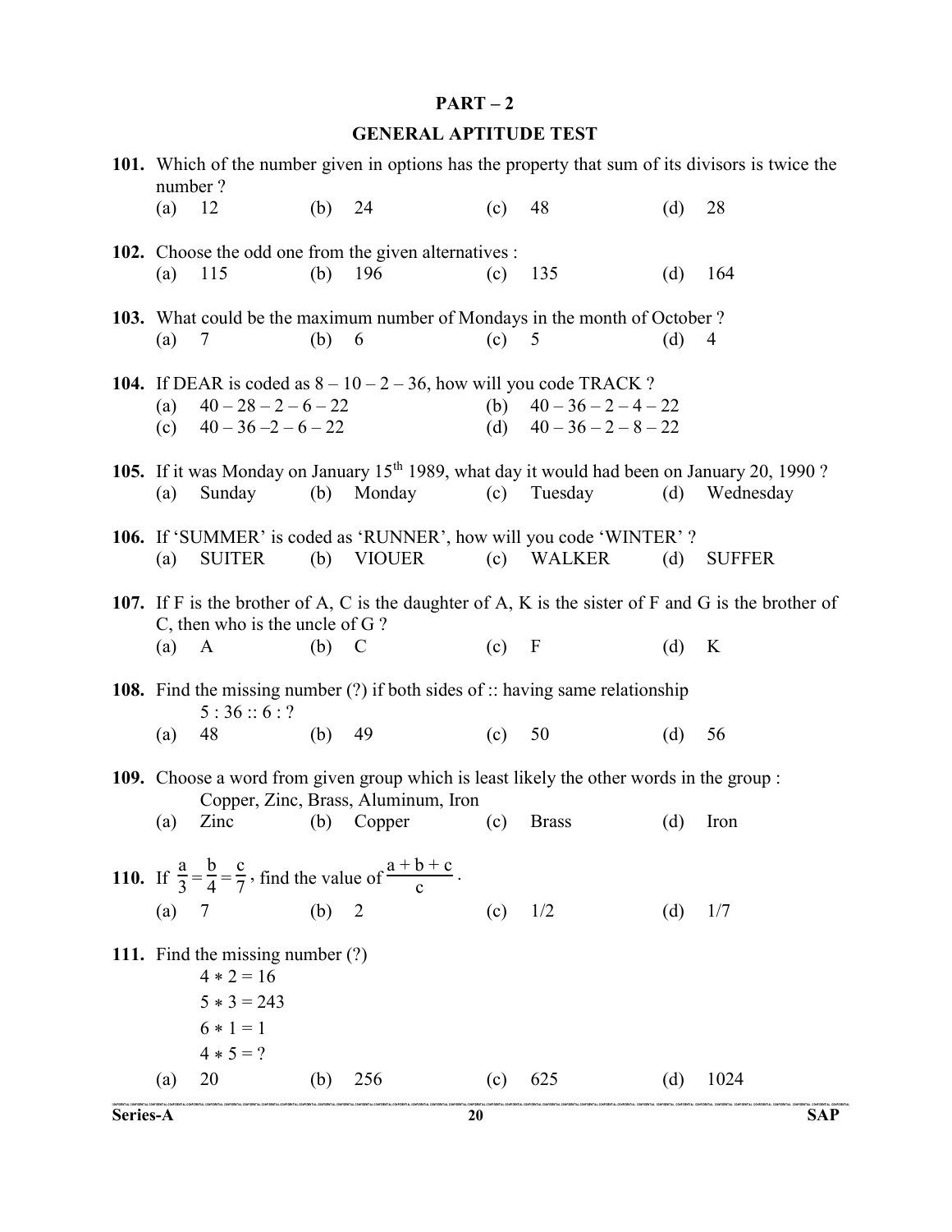**PART – 2**

**GENERAL APTITUDE TEST**

**101.** Which of the number given in options has the property that sum of its divisors is twice the number ?

(a) 12 (b) 24 (c) 48 (d) 28

**102.** Choose the odd one from the given alternatives :

(a) 115 (b) 196 (c) 135 (d) 164

**103.** What could be the maximum number of Mondays in the month of October ?

(a) 7 (b) 6 (c) 5 (d) 4

**104.** If DEAR is coded as 8 – 10 – 2 – 36, how will you code TRACK ?

(a) 40 – 28 – 2 – 6 – 22
(b) 40 – 36 – 2 – 4 – 22
(c) 40 – 36 –2 – 6 – 22
(d) 40 – 36 – 2 – 8 – 22

**105.** If it was Monday on January 15th 1989, what day it would had been on January 20, 1990 ?

(a) Sunday (b) Monday (c) Tuesday (d) Wednesday

**106.** If 'SUMMER' is coded as 'RUNNER', how will you code 'WINTER' ?

(a) SUITER (b) VIOUER (c) WALKER (d) SUFFER

**107.** If F is the brother of A, C is the daughter of A, K is the sister of F and G is the brother of C, then who is the uncle of G ?

(a) A (b) C (c) F (d) K

**108.** Find the missing number (?) if both sides of :: having same relationship

5 : 36 :: 6 : ?

(a) 48 (b) 49 (c) 50 (d) 56

**109.** Choose a word from given group which is least likely the other words in the group :

Copper, Zinc, Brass, Aluminum, Iron

(a) Zinc (b) Copper (c) Brass (d) Iron

**110.** If $\frac{a}{3}=\frac{b}{4}=\frac{c}{7}$, find the value of $\frac{a+b+c}{c}$.

(a) 7 (b) 2 (c) 1/2 (d) 1/7

**111.** Find the missing number (?)

$4 * 2 = 16$
$5 * 3 = 243$
$6 * 1 = 1$
$4 * 5 = ?$

(a) 20 (b) 256 (c) 625 (d) 1024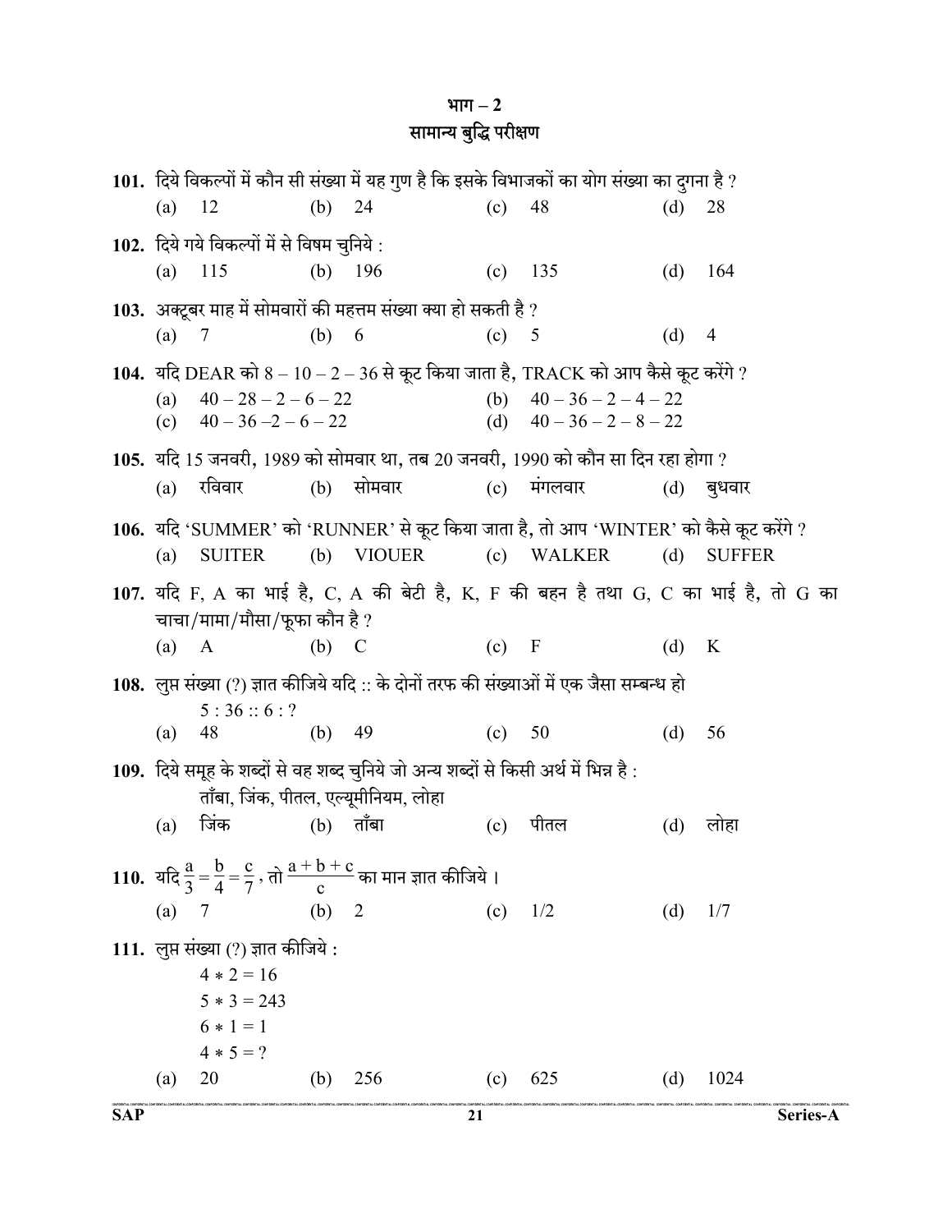# भाग – 2
## सामान्य बुद्धि परीक्षण

**101.** दिये विकल्पों में कौन सी संख्या में यह गुण है कि इसके विभाजकों का योग संख्या का दुगना है ?

(a) 12 (b) 24 (c) 48 (d) 28

**102.** दिये गये विकल्पों में से विषम चुनिये :

(a) 115 (b) 196 (c) 135 (d) 164

**103.** अक्टूबर माह में सोमवारों की महत्तम संख्या क्या हो सकती है ?

(a) 7 (b) 6 (c) 5 (d) 4

**104.** यदि DEAR को 8 – 10 – 2 – 36 से कूट किया जाता है, TRACK को आप कैसे कूट करेंगे ?

(a) 40 – 28 – 2 – 6 – 22
(b) 40 – 36 – 2 – 4 – 22
(c) 40 – 36 –2 – 6 – 22
(d) 40 – 36 – 2 – 8 – 22

**105.** यदि 15 जनवरी, 1989 को सोमवार था, तब 20 जनवरी, 1990 को कौन सा दिन रहा होगा ?

(a) रविवार (b) सोमवार (c) मंगलवार (d) बुधवार

**106.** यदि 'SUMMER' को 'RUNNER' से कूट किया जाता है, तो आप 'WINTER' को कैसे कूट करेंगे ?

(a) SUITER (b) VIOUER (c) WALKER (d) SUFFER

**107.** यदि F, A का भाई है, C, A की बेटी है, K, F की बहन है तथा G, C का भाई है, तो G का चाचा/मामा/मौसा/फूफा कौन है ?

(a) A (b) C (c) F (d) K

**108.** लुप्त संख्या (?) ज्ञात कीजिये यदि :: के दोनों तरफ की संख्याओं में एक जैसा सम्बन्ध हो

5 : 36 :: 6 : ?

(a) 48 (b) 49 (c) 50 (d) 56

**109.** दिये समूह के शब्दों से वह शब्द चुनिये जो अन्य शब्दों से किसी अर्थ में भिन्न है :

ताँबा, जिंक, पीतल, एल्यूमीनियम, लोहा

(a) जिंक (b) ताँबा (c) पीतल (d) लोहा

**110.** यदि $\frac{a}{3} = \frac{b}{4} = \frac{c}{7}$, तो $\frac{a+b+c}{c}$ का मान ज्ञात कीजिये ।

(a) 7 (b) 2 (c) 1/2 (d) 1/7

**111.** लुप्त संख्या (?) ज्ञात कीजिये :

4 * 2 = 16
5 * 3 = 243
6 * 1 = 1
4 * 5 = ?

(a) 20 (b) 256 (c) 625 (d) 1024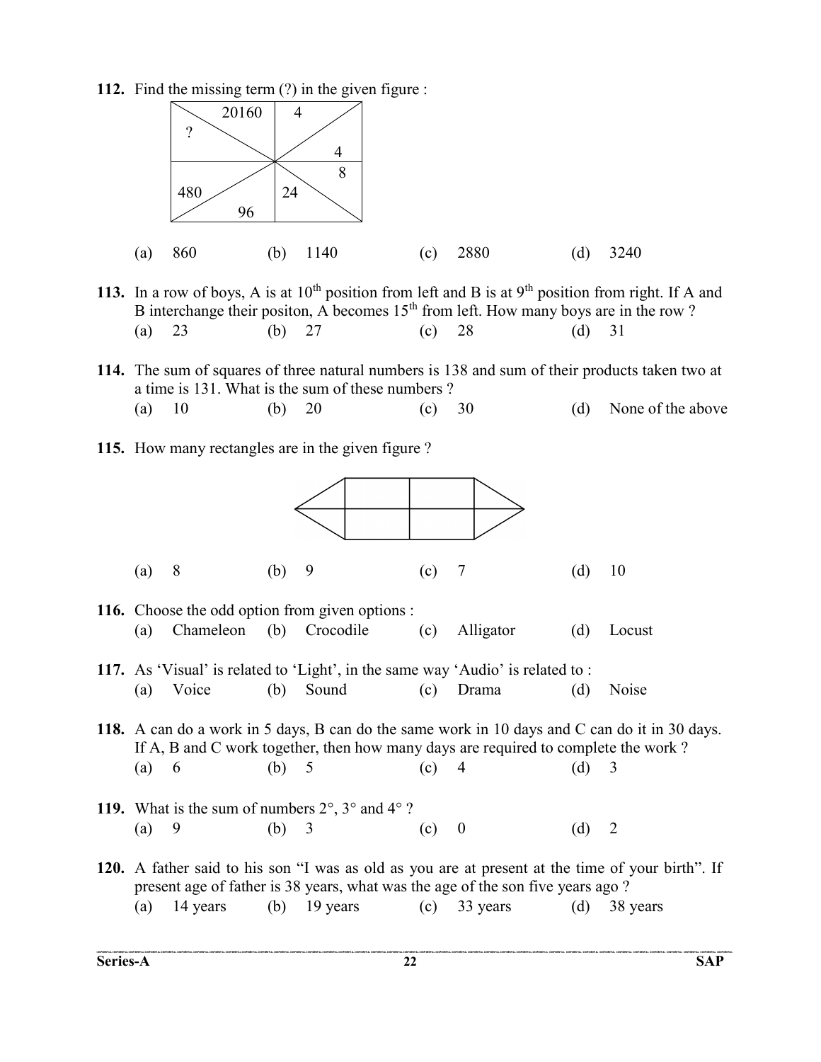**112.** Find the missing term (?) in the given figure :

| 20160, ? | 4, 4 |
| --- | --- |
| 480, 96 | 24, 8 |

(a) 860 (b) 1140 (c) 2880 (d) 3240

**113.** In a row of boys, A is at 10th position from left and B is at 9th position from right. If A and B interchange their positon, A becomes 15th from left. How many boys are in the row ?

(a) 23 (b) 27 (c) 28 (d) 31

**114.** The sum of squares of three natural numbers is 138 and sum of their products taken two at a time is 131. What is the sum of these numbers ?

(a) 10 (b) 20 (c) 30 (d) None of the above

**115.** How many rectangles are in the given figure ?

(a) 8 (b) 9 (c) 7 (d) 10

**116.** Choose the odd option from given options :

(a) Chameleon (b) Crocodile (c) Alligator (d) Locust

**117.** As 'Visual' is related to 'Light', in the same way 'Audio' is related to :

(a) Voice (b) Sound (c) Drama (d) Noise

**118.** A can do a work in 5 days, B can do the same work in 10 days and C can do it in 30 days. If A, B and C work together, then how many days are required to complete the work ?

(a) 6 (b) 5 (c) 4 (d) 3

**119.** What is the sum of numbers $2^\circ$, $3^\circ$ and $4^\circ$ ?

(a) 9 (b) 3 (c) 0 (d) 2

**120.** A father said to his son "I was as old as you are at present at the time of your birth". If present age of father is 38 years, what was the age of the son five years ago ?

(a) 14 years (b) 19 years (c) 33 years (d) 38 years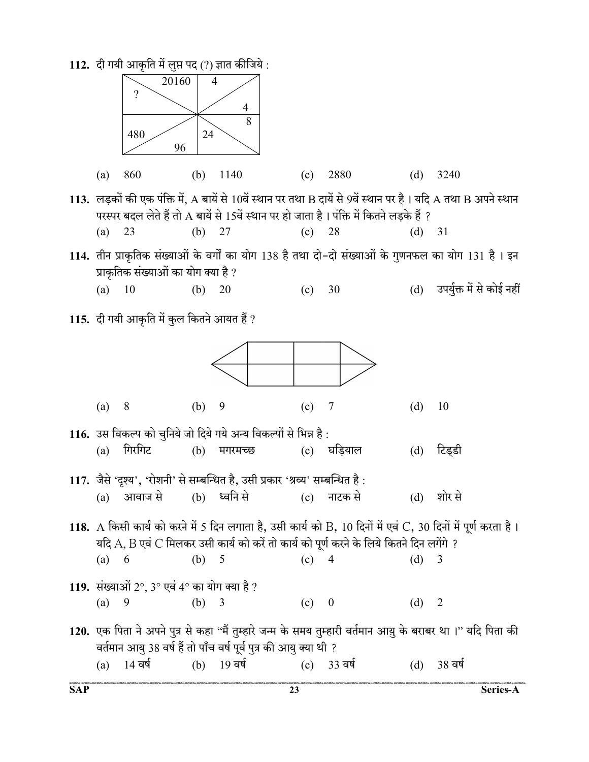112. दी गयी आकृति में लुप्त पद (?) ज्ञात कीजिये :

| ? &nbsp; 20160 | 4 &nbsp; 4 |
|---|---|
| 480 &nbsp; 96 | 24 &nbsp; 8 |

(a) 860 (b) 1140 (c) 2880 (d) 3240

113. लड़कों की एक पंक्ति में, A बायें से 10वें स्थान पर तथा B दायें से 9वें स्थान पर है । यदि A तथा B अपने स्थान परस्पर बदल लेते हैं तो A बायें से 15वें स्थान पर हो जाता है । पंक्ति में कितने लड़के हैं ?

(a) 23 (b) 27 (c) 28 (d) 31

114. तीन प्राकृतिक संख्याओं के वर्गों का योग 138 है तथा दो-दो संख्याओं के गुणनफल का योग 131 है । इन प्राकृतिक संख्याओं का योग क्या है ?

(a) 10 (b) 20 (c) 30 (d) उपर्युक्त में से कोई नहीं

115. दी गयी आकृति में कुल कितने आयत हैं ?

(a) 8 (b) 9 (c) 7 (d) 10

116. उस विकल्प को चुनिये जो दिये गये अन्य विकल्पों से भिन्न है :

(a) गिरगिट (b) मगरमच्छ (c) घड़ियाल (d) टिड्डी

117. जैसे 'दृश्य', 'रोशनी' से सम्बन्धित है, उसी प्रकार 'श्रव्य' सम्बन्धित है :

(a) आवाज से (b) ध्वनि से (c) नाटक से (d) शोर से

118. A किसी कार्य को करने में 5 दिन लगाता है, उसी कार्य को B, 10 दिनों में एवं C, 30 दिनों में पूर्ण करता है । यदि A, B एवं C मिलकर उसी कार्य को करें तो कार्य को पूर्ण करने के लिये कितने दिन लगेंगे ?

(a) 6 (b) 5 (c) 4 (d) 3

119. संख्याओं $2^\circ$, $3^\circ$ एवं $4^\circ$ का योग क्या है ?

(a) 9 (b) 3 (c) 0 (d) 2

120. एक पिता ने अपने पुत्र से कहा "मैं तुम्हारे जन्म के समय तुम्हारी वर्तमान आयु के बराबर था ।" यदि पिता की वर्तमान आयु 38 वर्ष हैं तो पाँच वर्ष पूर्व पुत्र की आयु क्या थी ?

(a) 14 वर्ष (b) 19 वर्ष (c) 33 वर्ष (d) 38 वर्ष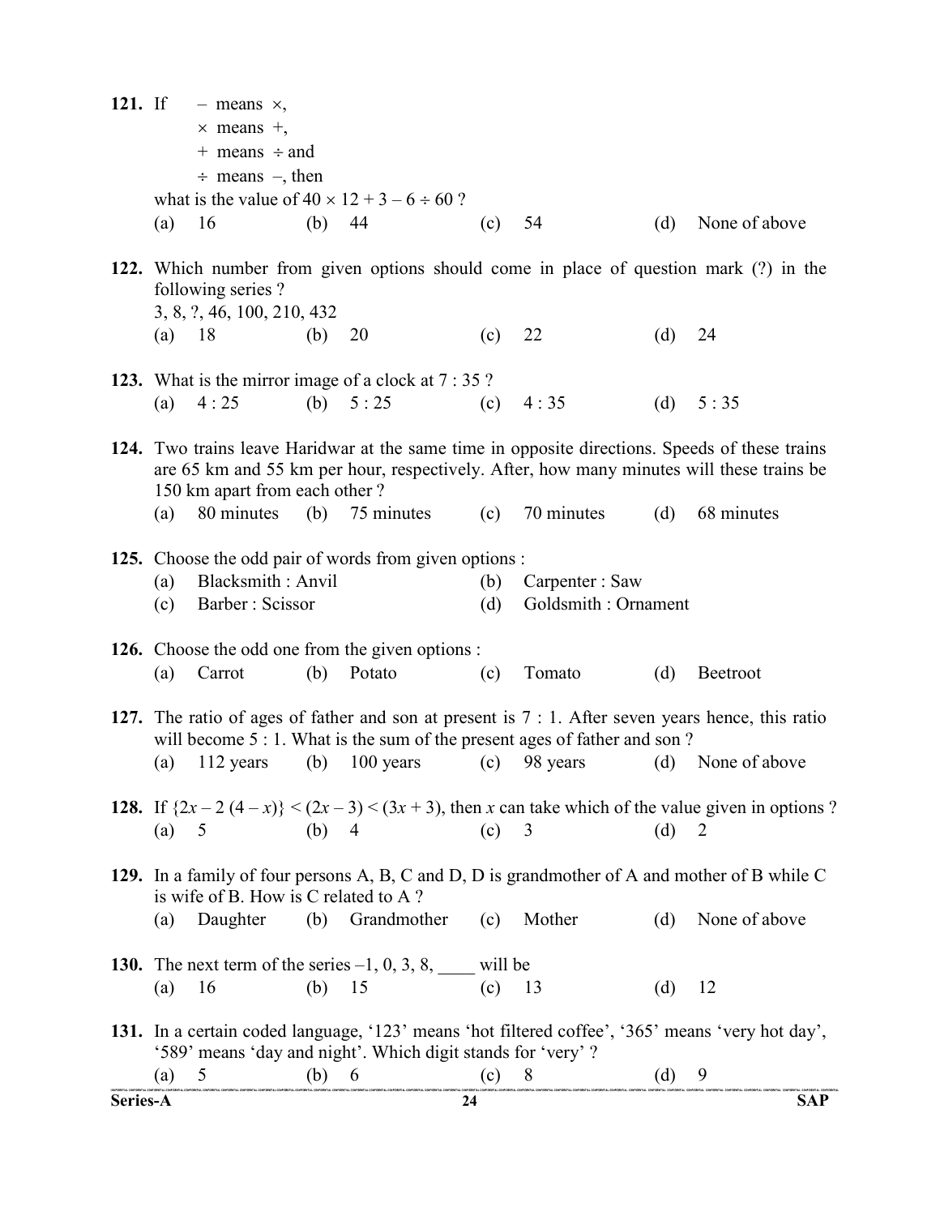**121.** If $-$ means $\times$,

$\times$ means $+$,

$+$ means $\div$ and

$\div$ means $-$, then

what is the value of $40 \times 12 + 3 - 6 \div 60$ ?

(a) 16 (b) 44 (c) 54 (d) None of above

**122.** Which number from given options should come in place of question mark (?) in the following series ?

3, 8, ?, 46, 100, 210, 432

(a) 18 (b) 20 (c) 22 (d) 24

**123.** What is the mirror image of a clock at 7 : 35 ?

(a) 4 : 25 (b) 5 : 25 (c) 4 : 35 (d) 5 : 35

**124.** Two trains leave Haridwar at the same time in opposite directions. Speeds of these trains are 65 km and 55 km per hour, respectively. After, how many minutes will these trains be 150 km apart from each other ?

(a) 80 minutes (b) 75 minutes (c) 70 minutes (d) 68 minutes

**125.** Choose the odd pair of words from given options :

(a) Blacksmith : Anvil (b) Carpenter : Saw

(c) Barber : Scissor (d) Goldsmith : Ornament

**126.** Choose the odd one from the given options :

(a) Carrot (b) Potato (c) Tomato (d) Beetroot

**127.** The ratio of ages of father and son at present is 7 : 1. After seven years hence, this ratio will become 5 : 1. What is the sum of the present ages of father and son ?

(a) 112 years (b) 100 years (c) 98 years (d) None of above

**128.** If $\{2x - 2(4 - x)\} < (2x - 3) < (3x + 3)$, then $x$ can take which of the value given in options ?

(a) 5 (b) 4 (c) 3 (d) 2

**129.** In a family of four persons A, B, C and D, D is grandmother of A and mother of B while C is wife of B. How is C related to A ?

(a) Daughter (b) Grandmother (c) Mother (d) None of above

**130.** The next term of the series $-1$, 0, 3, 8, ____ will be

(a) 16 (b) 15 (c) 13 (d) 12

**131.** In a certain coded language, '123' means 'hot filtered coffee', '365' means 'very hot day', '589' means 'day and night'. Which digit stands for 'very' ?

(a) 5 (b) 6 (c) 8 (d) 9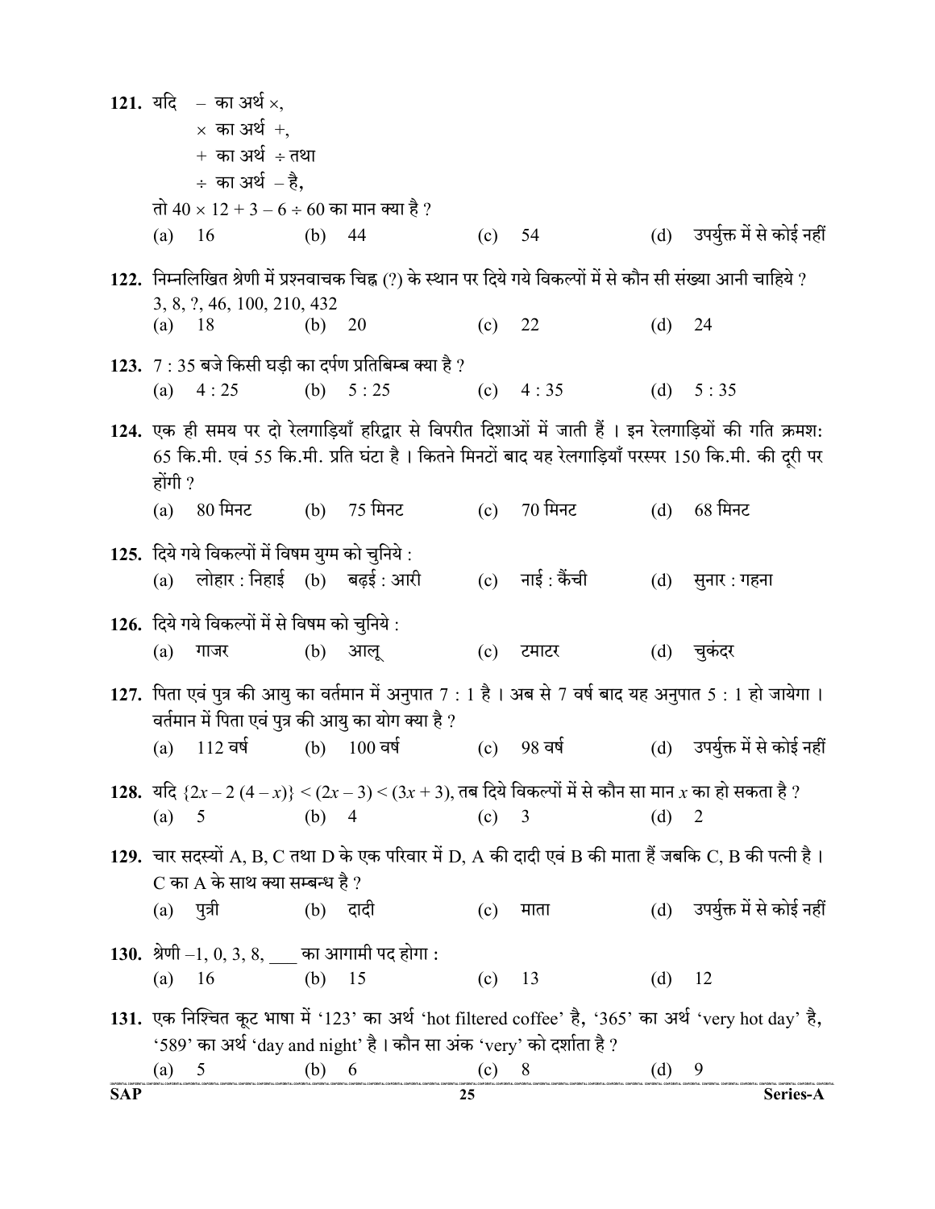121. यदि $-$ का अर्थ $\times$,

$\times$ का अर्थ $+$,

$+$ का अर्थ $\div$ तथा

$\div$ का अर्थ $-$ है,

तो $40 \times 12 + 3 - 6 \div 60$ का मान क्या है ?

(a) 16 (b) 44 (c) 54 (d) उपर्युक्त में से कोई नहीं

122. निम्नलिखित श्रेणी में प्रश्नवाचक चिह्न (?) के स्थान पर दिये गये विकल्पों में से कौन सी संख्या आनी चाहिये ?

3, 8, ?, 46, 100, 210, 432

(a) 18 (b) 20 (c) 22 (d) 24

123. 7 : 35 बजे किसी घड़ी का दर्पण प्रतिबिम्ब क्या है ?

(a) 4 : 25 (b) 5 : 25 (c) 4 : 35 (d) 5 : 35

124. एक ही समय पर दो रेलगाड़ियाँ हरिद्वार से विपरीत दिशाओं में जाती हैं । इन रेलगाड़ियों की गति क्रमशः 65 कि.मी. एवं 55 कि.मी. प्रति घंटा है । कितने मिनटों बाद यह रेलगाड़ियाँ परस्पर 150 कि.मी. की दूरी पर होंगी ?

(a) 80 मिनट (b) 75 मिनट (c) 70 मिनट (d) 68 मिनट

125. दिये गये विकल्पों में विषम युग्म को चुनिये :

(a) लोहार : निहाई (b) बढ़ई : आरी (c) नाई : कैंची (d) सुनार : गहना

126. दिये गये विकल्पों में से विषम को चुनिये :

(a) गाजर (b) आलू (c) टमाटर (d) चुकंदर

127. पिता एवं पुत्र की आयु का वर्तमान में अनुपात 7 : 1 है । अब से 7 वर्ष बाद यह अनुपात 5 : 1 हो जायेगा । वर्तमान में पिता एवं पुत्र की आयु का योग क्या है ?

(a) 112 वर्ष (b) 100 वर्ष (c) 98 वर्ष (d) उपर्युक्त में से कोई नहीं

128. यदि $\{2x - 2(4 - x)\} < (2x - 3) < (3x + 3)$, तब दिये विकल्पों में से कौन सा मान $x$ का हो सकता है ?

(a) 5 (b) 4 (c) 3 (d) 2

129. चार सदस्यों A, B, C तथा D के एक परिवार में D, A की दादी एवं B की माता हैं जबकि C, B की पत्नी है । C का A के साथ क्या सम्बन्ध है ?

(a) पुत्री (b) दादी (c) माता (d) उपर्युक्त में से कोई नहीं

130. श्रेणी $-1, 0, 3, 8,$ ___ का आगामी पद होगा :

(a) 16 (b) 15 (c) 13 (d) 12

131. एक निश्चित कूट भाषा में '123' का अर्थ 'hot filtered coffee' है, '365' का अर्थ 'very hot day' है, '589' का अर्थ 'day and night' है । कौन सा अंक 'very' को दर्शाता है ?

(a) 5 (b) 6 (c) 8 (d) 9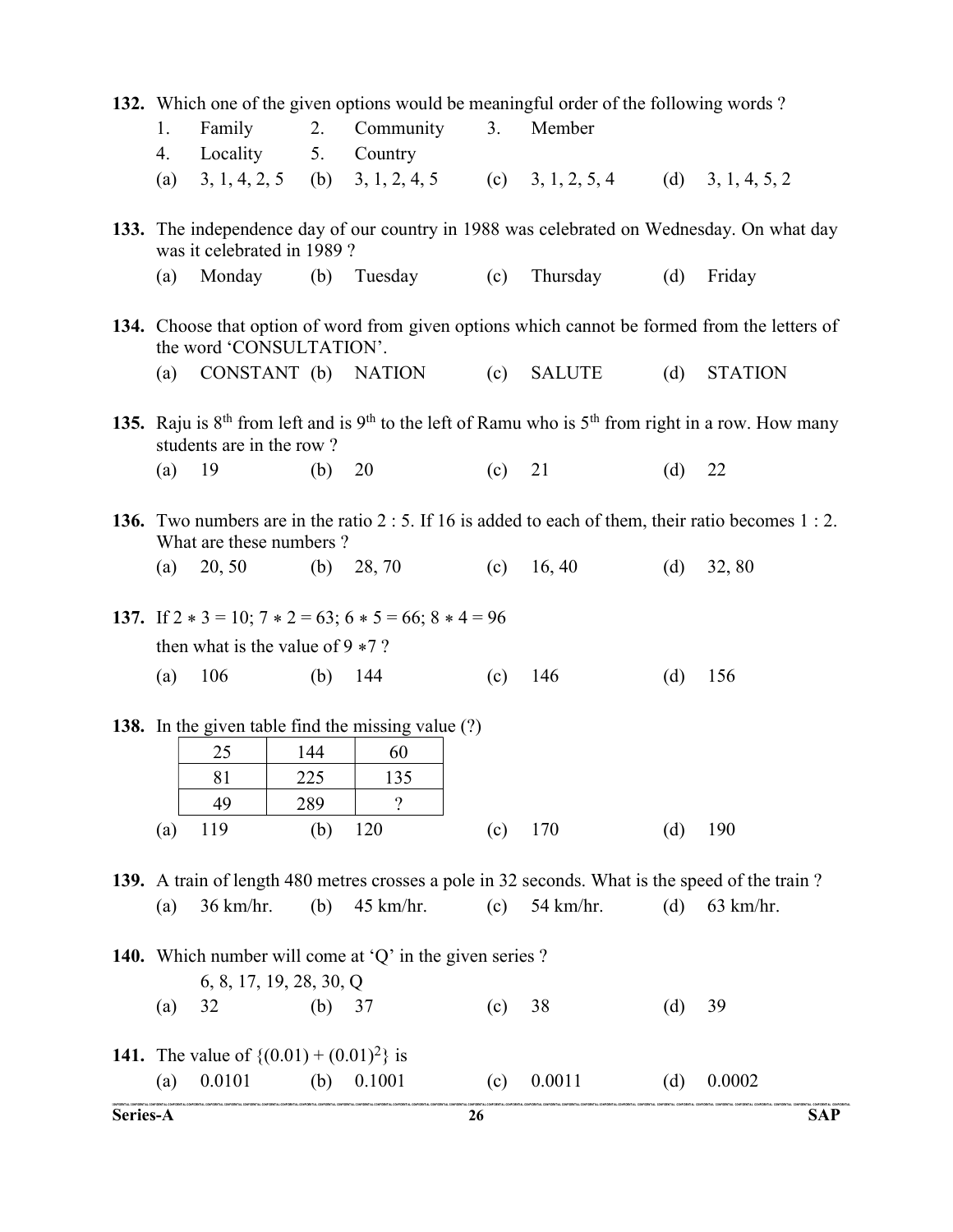**132.** Which one of the given options would be meaningful order of the following words ?

1. Family
2. Community
3. Member
4. Locality
5. Country

(a) 3, 1, 4, 2, 5 (b) 3, 1, 2, 4, 5 (c) 3, 1, 2, 5, 4 (d) 3, 1, 4, 5, 2

**133.** The independence day of our country in 1988 was celebrated on Wednesday. On what day was it celebrated in 1989 ?

(a) Monday (b) Tuesday (c) Thursday (d) Friday

**134.** Choose that option of word from given options which cannot be formed from the letters of the word 'CONSULTATION'.

(a) CONSTANT (b) NATION (c) SALUTE (d) STATION

**135.** Raju is 8th from left and is 9th to the left of Ramu who is 5th from right in a row. How many students are in the row ?

(a) 19 (b) 20 (c) 21 (d) 22

**136.** Two numbers are in the ratio 2 : 5. If 16 is added to each of them, their ratio becomes 1 : 2. What are these numbers ?

(a) 20, 50 (b) 28, 70 (c) 16, 40 (d) 32, 80

**137.** If $2 * 3 = 10$; $7 * 2 = 63$; $6 * 5 = 66$; $8 * 4 = 96$

then what is the value of $9 * 7$ ?

(a) 106 (b) 144 (c) 146 (d) 156

**138.** In the given table find the missing value (?)

| 25 | 144 | 60 |
|---|---|---|
| 81 | 225 | 135 |
| 49 | 289 | ? |

(a) 119 (b) 120 (c) 170 (d) 190

**139.** A train of length 480 metres crosses a pole in 32 seconds. What is the speed of the train ?

(a) 36 km/hr. (b) 45 km/hr. (c) 54 km/hr. (d) 63 km/hr.

**140.** Which number will come at 'Q' in the given series ?

6, 8, 17, 19, 28, 30, Q

(a) 32 (b) 37 (c) 38 (d) 39

**141.** The value of $\{(0.01) + (0.01)^2\}$ is

(a) 0.0101 (b) 0.1001 (c) 0.0011 (d) 0.0002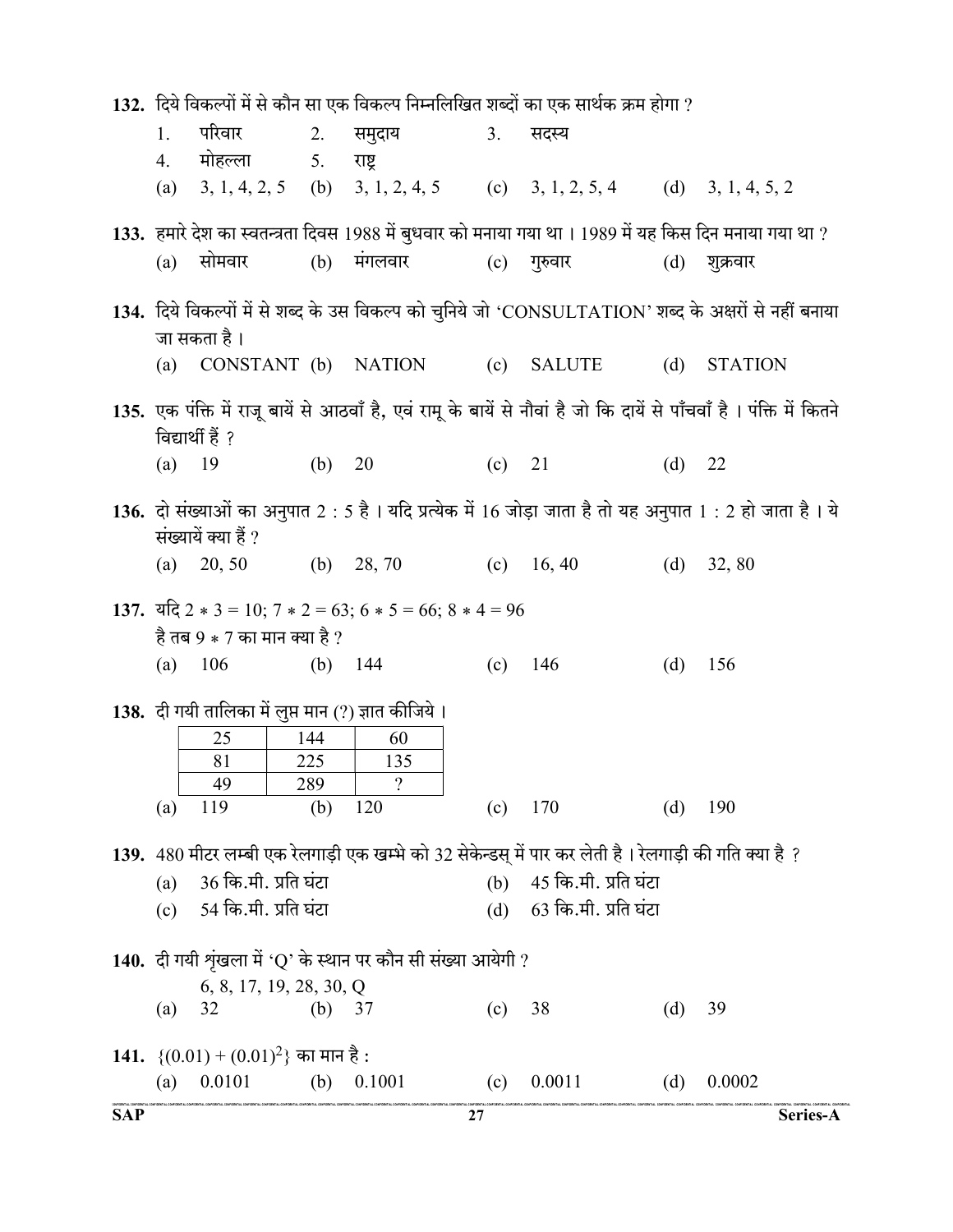**132.** दिये विकल्पों में से कौन सा एक विकल्प निम्नलिखित शब्दों का एक सार्थक क्रम होगा ?

1. परिवार  2. समुदाय  3. सदस्य
4. मोहल्ला  5. राष्ट्र

(a) 3, 1, 4, 2, 5  (b) 3, 1, 2, 4, 5  (c) 3, 1, 2, 5, 4  (d) 3, 1, 4, 5, 2

**133.** हमारे देश का स्वतन्त्रता दिवस 1988 में बुधवार को मनाया गया था । 1989 में यह किस दिन मनाया गया था ?

(a) सोमवार  (b) मंगलवार  (c) गुरुवार  (d) शुक्रवार

**134.** दिये विकल्पों में से शब्द के उस विकल्प को चुनिये जो 'CONSULTATION' शब्द के अक्षरों से नहीं बनाया जा सकता है ।

(a) CONSTANT  (b) NATION  (c) SALUTE  (d) STATION

**135.** एक पंक्ति में राजू बायें से आठवाँ है, एवं रामू के बायें से नौवां है जो कि दायें से पाँचवाँ है । पंक्ति में कितने विद्यार्थी हैं ?

(a) 19  (b) 20  (c) 21  (d) 22

**136.** दो संख्याओं का अनुपात 2 : 5 है । यदि प्रत्येक में 16 जोड़ा जाता है तो यह अनुपात 1 : 2 हो जाता है । ये संख्यायें क्या हैं ?

(a) 20, 50  (b) 28, 70  (c) 16, 40  (d) 32, 80

**137.** यदि $2 * 3 = 10$; $7 * 2 = 63$; $6 * 5 = 66$; $8 * 4 = 96$
है तब $9 * 7$ का मान क्या है ?

(a) 106  (b) 144  (c) 146  (d) 156

**138.** दी गयी तालिका में लुप्त मान (?) ज्ञात कीजिये ।

| 25 | 144 | 60 |
|---|---|---|
| 81 | 225 | 135 |
| 49 | 289 | ? |

(a) 119  (b) 120  (c) 170  (d) 190

**139.** 480 मीटर लम्बी एक रेलगाड़ी एक खम्भे को 32 सेकेन्डस् में पार कर लेती है । रेलगाड़ी की गति क्या है ?

(a) 36 कि.मी. प्रति घंटा  (b) 45 कि.मी. प्रति घंटा
(c) 54 कि.मी. प्रति घंटा  (d) 63 कि.मी. प्रति घंटा

**140.** दी गयी शृंखला में 'Q' के स्थान पर कौन सी संख्या आयेगी ?

6, 8, 17, 19, 28, 30, Q

(a) 32  (b) 37  (c) 38  (d) 39

**141.** $\{(0.01) + (0.01)^2\}$ का मान है :

(a) 0.0101  (b) 0.1001  (c) 0.0011  (d) 0.0002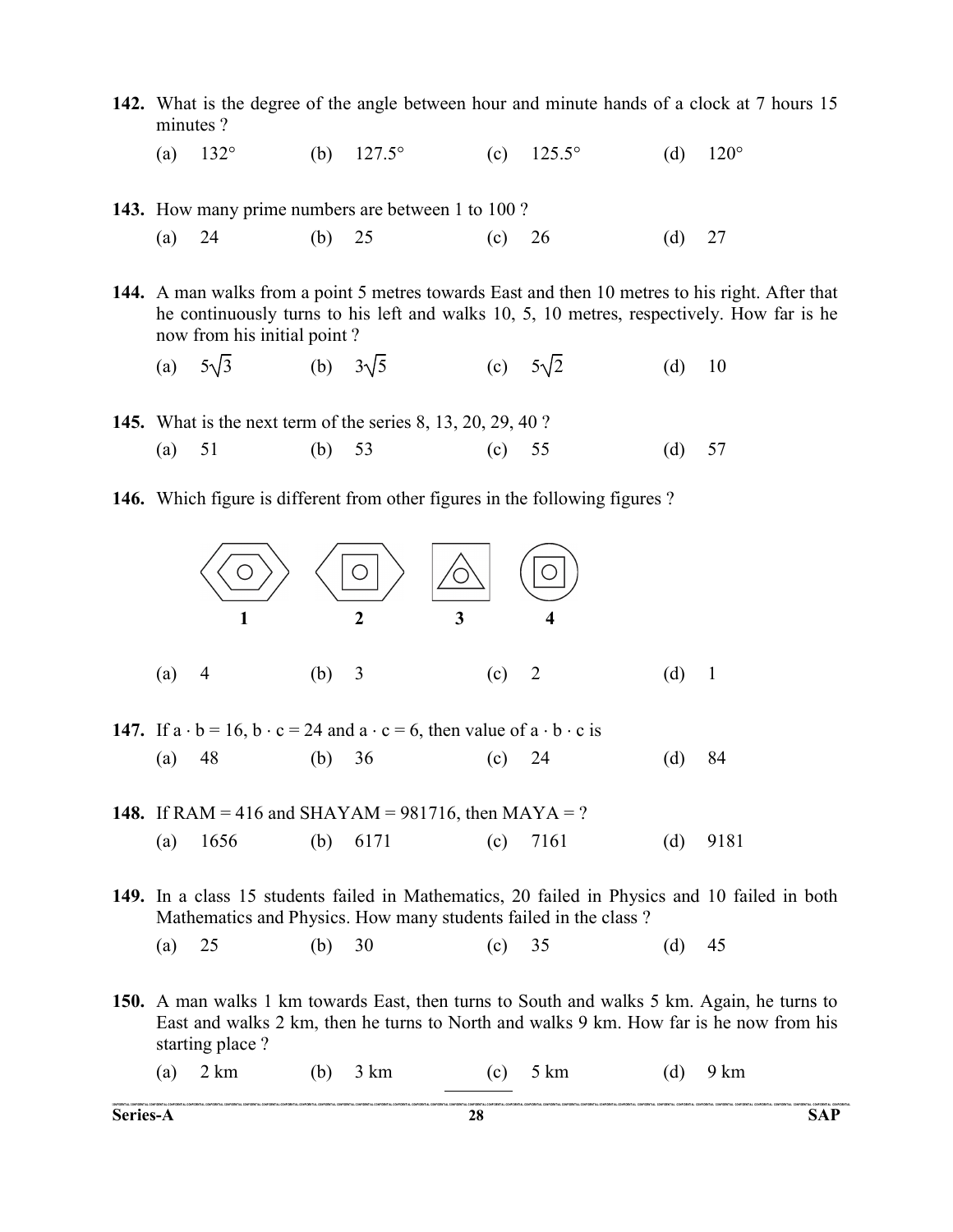**142.** What is the degree of the angle between hour and minute hands of a clock at 7 hours 15 minutes ?

(a) 132° (b) 127.5° (c) 125.5° (d) 120°

**143.** How many prime numbers are between 1 to 100 ?

(a) 24 (b) 25 (c) 26 (d) 27

**144.** A man walks from a point 5 metres towards East and then 10 metres to his right. After that he continuously turns to his left and walks 10, 5, 10 metres, respectively. How far is he now from his initial point ?

(a) $5\sqrt{3}$ (b) $3\sqrt{5}$ (c) $5\sqrt{2}$ (d) 10

**145.** What is the next term of the series 8, 13, 20, 29, 40 ?

(a) 51 (b) 53 (c) 55 (d) 57

**146.** Which figure is different from other figures in the following figures ?

1 2 3 4

(a) 4 (b) 3 (c) 2 (d) 1

**147.** If $a \cdot b = 16$, $b \cdot c = 24$ and $a \cdot c = 6$, then value of $a \cdot b \cdot c$ is

(a) 48 (b) 36 (c) 24 (d) 84

**148.** If RAM = 416 and SHAYAM = 981716, then MAYA = ?

(a) 1656 (b) 6171 (c) 7161 (d) 9181

**149.** In a class 15 students failed in Mathematics, 20 failed in Physics and 10 failed in both Mathematics and Physics. How many students failed in the class ?

(a) 25 (b) 30 (c) 35 (d) 45

**150.** A man walks 1 km towards East, then turns to South and walks 5 km. Again, he turns to East and walks 2 km, then he turns to North and walks 9 km. How far is he now from his starting place ?

(a) 2 km (b) 3 km (c) 5 km (d) 9 km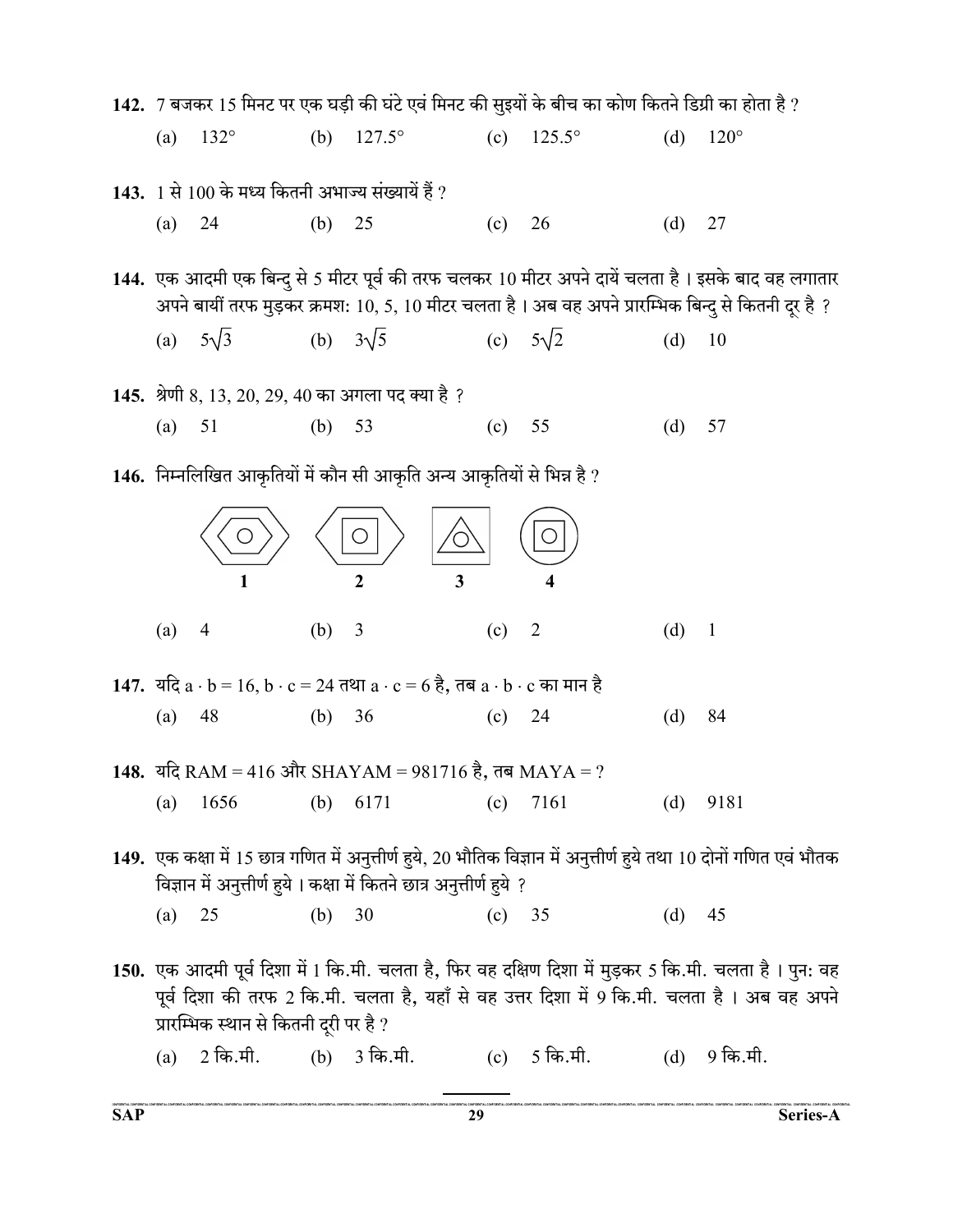**142.** 7 बजकर 15 मिनट पर एक घड़ी की घंटे एवं मिनट की सुइयों के बीच का कोण कितने डिग्री का होता है ?

(a) 132° (b) 127.5° (c) 125.5° (d) 120°

**143.** 1 से 100 के मध्य कितनी अभाज्य संख्यायें हैं ?

(a) 24 (b) 25 (c) 26 (d) 27

**144.** एक आदमी एक बिन्दु से 5 मीटर पूर्व की तरफ चलकर 10 मीटर अपने दायें चलता है । इसके बाद वह लगातार अपने बायीं तरफ मुड़कर क्रमशः 10, 5, 10 मीटर चलता है । अब वह अपने प्रारम्भिक बिन्दु से कितनी दूर है ?

(a) $5\sqrt{3}$ (b) $3\sqrt{5}$ (c) $5\sqrt{2}$ (d) 10

**145.** श्रेणी 8, 13, 20, 29, 40 का अगला पद क्या है ?

(a) 51 (b) 53 (c) 55 (d) 57

**146.** निम्नलिखित आकृतियों में कौन सी आकृति अन्य आकृतियों से भिन्न है ?

1 2 3 4

(a) 4 (b) 3 (c) 2 (d) 1

**147.** यदि $a \cdot b = 16$, $b \cdot c = 24$ तथा $a \cdot c = 6$ है, तब $a \cdot b \cdot c$ का मान है

(a) 48 (b) 36 (c) 24 (d) 84

**148.** यदि RAM = 416 और SHAYAM = 981716 है, तब MAYA = ?

(a) 1656 (b) 6171 (c) 7161 (d) 9181

**149.** एक कक्षा में 15 छात्र गणित में अनुत्तीर्ण हुये, 20 भौतिक विज्ञान में अनुत्तीर्ण हुये तथा 10 दोनों गणित एवं भौतक विज्ञान में अनुत्तीर्ण हुये । कक्षा में कितने छात्र अनुत्तीर्ण हुये ?

(a) 25 (b) 30 (c) 35 (d) 45

**150.** एक आदमी पूर्व दिशा में 1 कि.मी. चलता है, फिर वह दक्षिण दिशा में मुड़कर 5 कि.मी. चलता है । पुनः वह पूर्व दिशा की तरफ 2 कि.मी. चलता है, यहाँ से वह उत्तर दिशा में 9 कि.मी. चलता है । अब वह अपने प्रारम्भिक स्थान से कितनी दूरी पर है ?

(a) 2 कि.मी. (b) 3 कि.मी. (c) 5 कि.मी. (d) 9 कि.मी.